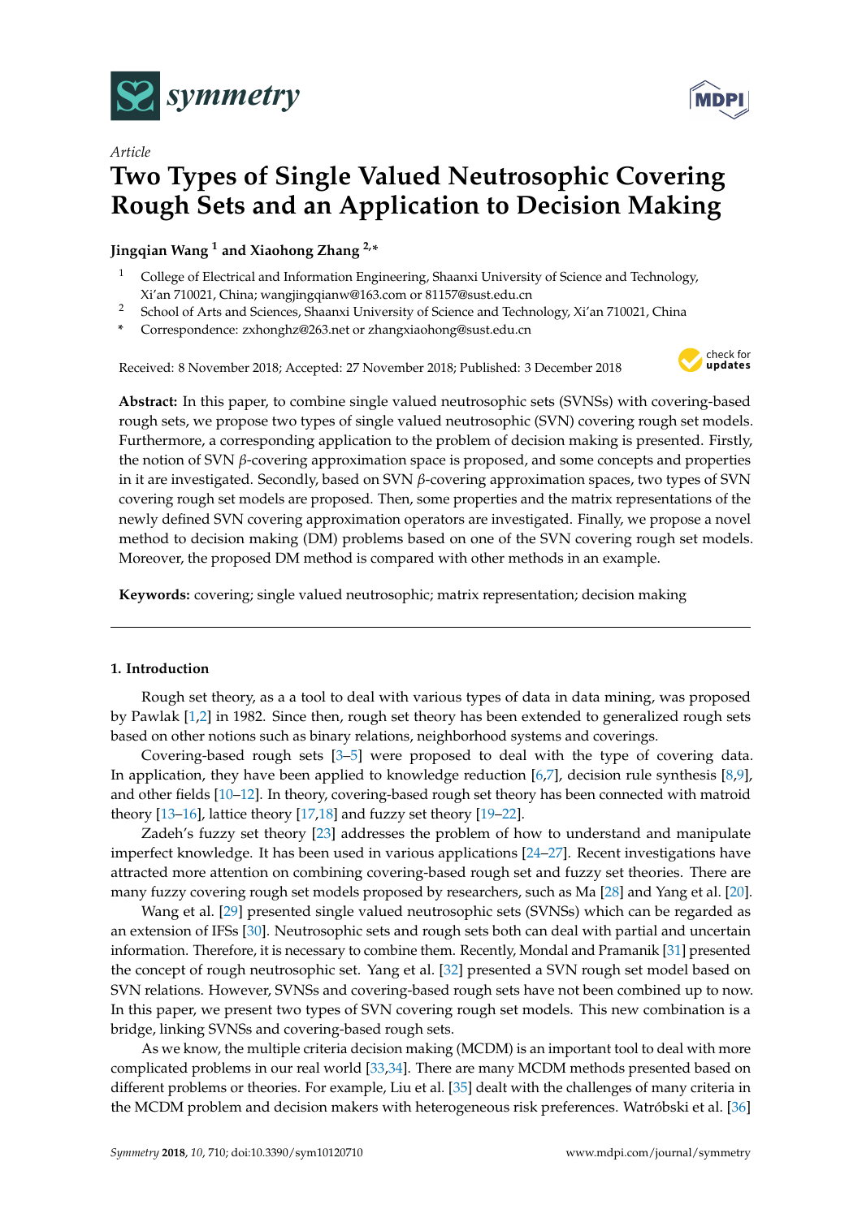*Article*

# Two Types of Single Valued Neutrosophic Covering Rough Sets and an Application to Decision Making

**Jingqian Wang [1] and Xiaohong Zhang [2,*]**

[1] College of Electrical and Information Engineering, Shaanxi University of Science and Technology, Xi'an 710021, China; wangjingqianw@163.com or 81157@sust.edu.cn

[2] School of Arts and Sciences, Shaanxi University of Science and Technology, Xi'an 710021, China

[*] Correspondence: zxhonghz@263.net or zhangxiaohong@sust.edu.cn

Received: 8 November 2018; Accepted: 27 November 2018; Published: 3 December 2018

**Abstract:** In this paper, to combine single valued neutrosophic sets (SVNSs) with covering-based rough sets, we propose two types of single valued neutrosophic (SVN) covering rough set models. Furthermore, a corresponding application to the problem of decision making is presented. Firstly, the notion of SVN $\beta$-covering approximation space is proposed, and some concepts and properties in it are investigated. Secondly, based on SVN $\beta$-covering approximation spaces, two types of SVN covering rough set models are proposed. Then, some properties and the matrix representations of the newly defined SVN covering approximation operators are investigated. Finally, we propose a novel method to decision making (DM) problems based on one of the SVN covering rough set models. Moreover, the proposed DM method is compared with other methods in an example.

**Keywords:** covering; single valued neutrosophic; matrix representation; decision making

## 1. Introduction

Rough set theory, as a a tool to deal with various types of data in data mining, was proposed by Pawlak [1,2] in 1982. Since then, rough set theory has been extended to generalized rough sets based on other notions such as binary relations, neighborhood systems and coverings.

Covering-based rough sets [3–5] were proposed to deal with the type of covering data. In application, they have been applied to knowledge reduction [6,7], decision rule synthesis [8,9], and other fields [10–12]. In theory, covering-based rough set theory has been connected with matroid theory [13–16], lattice theory [17,18] and fuzzy set theory [19–22].

Zadeh's fuzzy set theory [23] addresses the problem of how to understand and manipulate imperfect knowledge. It has been used in various applications [24–27]. Recent investigations have attracted more attention on combining covering-based rough set and fuzzy set theories. There are many fuzzy covering rough set models proposed by researchers, such as Ma [28] and Yang et al. [20].

Wang et al. [29] presented single valued neutrosophic sets (SVNSs) which can be regarded as an extension of IFSs [30]. Neutrosophic sets and rough sets both can deal with partial and uncertain information. Therefore, it is necessary to combine them. Recently, Mondal and Pramanik [31] presented the concept of rough neutrosophic set. Yang et al. [32] presented a SVN rough set model based on SVN relations. However, SVNSs and covering-based rough sets have not been combined up to now. In this paper, we present two types of SVN covering rough set models. This new combination is a bridge, linking SVNSs and covering-based rough sets.

As we know, the multiple criteria decision making (MCDM) is an important tool to deal with more complicated problems in our real world [33,34]. There are many MCDM methods presented based on different problems or theories. For example, Liu et al. [35] dealt with the challenges of many criteria in the MCDM problem and decision makers with heterogeneous risk preferences. Watróbski et al. [36]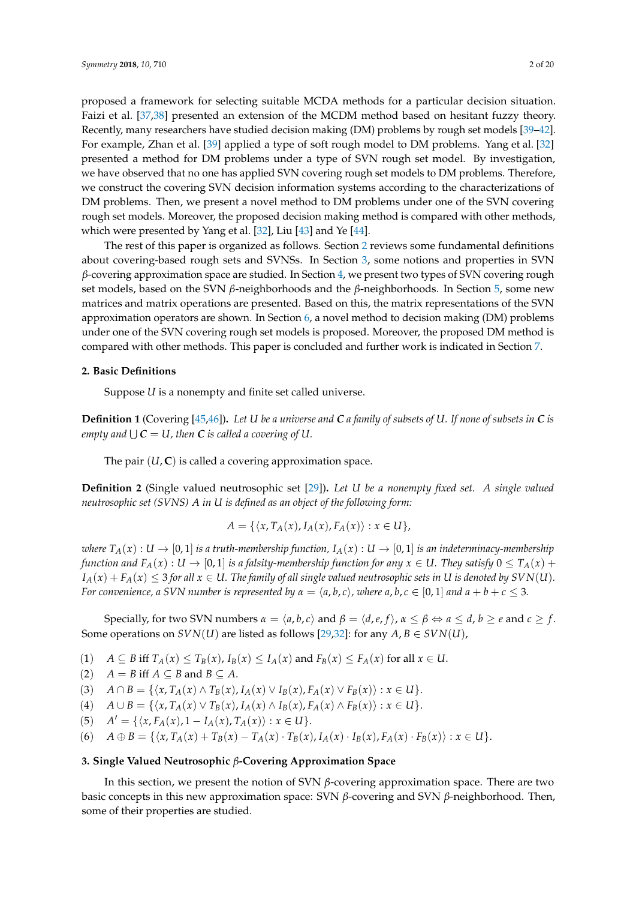proposed a framework for selecting suitable MCDA methods for a particular decision situation. Faizi et al. [37,38] presented an extension of the MCDM method based on hesitant fuzzy theory. Recently, many researchers have studied decision making (DM) problems by rough set models [39–42]. For example, Zhan et al. [39] applied a type of soft rough model to DM problems. Yang et al. [32] presented a method for DM problems under a type of SVN rough set model. By investigation, we have observed that no one has applied SVN covering rough set models to DM problems. Therefore, we construct the covering SVN decision information systems according to the characterizations of DM problems. Then, we present a novel method to DM problems under one of the SVN covering rough set models. Moreover, the proposed decision making method is compared with other methods, which were presented by Yang et al. [32], Liu [43] and Ye [44].

The rest of this paper is organized as follows. Section 2 reviews some fundamental definitions about covering-based rough sets and SVNSs. In Section 3, some notions and properties in SVN $\beta$-covering approximation space are studied. In Section 4, we present two types of SVN covering rough set models, based on the SVN $\beta$-neighborhoods and the $\beta$-neighborhoods. In Section 5, some new matrices and matrix operations are presented. Based on this, the matrix representations of the SVN approximation operators are shown. In Section 6, a novel method to decision making (DM) problems under one of the SVN covering rough set models is proposed. Moreover, the proposed DM method is compared with other methods. This paper is concluded and further work is indicated in Section 7.

## 2. Basic Definitions

Suppose $U$ is a nonempty and finite set called universe.

**Definition 1** (Covering [45,46])**.** *Let $U$ be a universe and $\mathbf{C}$ a family of subsets of $U$. If none of subsets in $\mathbf{C}$ is empty and $\bigcup \mathbf{C} = U$, then $\mathbf{C}$ is called a covering of $U$.*

The pair $(U, \mathbf{C})$ is called a covering approximation space.

**Definition 2** (Single valued neutrosophic set [29])**.** *Let $U$ be a nonempty fixed set. A single valued neutrosophic set (SVNS) $A$ in $U$ is defined as an object of the following form:*

$$A = \{\langle x, T_A(x), I_A(x), F_A(x)\rangle : x \in U\},$$

*where $T_A(x) : U \to [0,1]$ is a truth-membership function, $I_A(x) : U \to [0,1]$ is an indeterminacy-membership function and $F_A(x) : U \to [0,1]$ is a falsity-membership function for any $x \in U$. They satisfy $0 \leq T_A(x) + I_A(x) + F_A(x) \leq 3$ for all $x \in U$. The family of all single valued neutrosophic sets in $U$ is denoted by $SVN(U)$. For convenience, a SVN number is represented by $\alpha = \langle a, b, c\rangle$, where $a, b, c \in [0,1]$ and $a + b + c \leq 3$.*

Specially, for two SVN numbers $\alpha = \langle a, b, c\rangle$ and $\beta = \langle d, e, f\rangle$, $\alpha \leq \beta \Leftrightarrow a \leq d$, $b \geq e$ and $c \geq f$. Some operations on $SVN(U)$ are listed as follows [29,32]: for any $A, B \in SVN(U)$,

(1) $A \subseteq B$ iff $T_A(x) \leq T_B(x)$, $I_B(x) \leq I_A(x)$ and $F_B(x) \leq F_A(x)$ for all $x \in U$.
(2) $A = B$ iff $A \subseteq B$ and $B \subseteq A$.
(3) $A \cap B = \{\langle x, T_A(x) \wedge T_B(x), I_A(x) \vee I_B(x), F_A(x) \vee F_B(x)\rangle : x \in U\}$.
(4) $A \cup B = \{\langle x, T_A(x) \vee T_B(x), I_A(x) \wedge I_B(x), F_A(x) \wedge F_B(x)\rangle : x \in U\}$.
(5) $A' = \{\langle x, F_A(x), 1 - I_A(x), T_A(x)\rangle : x \in U\}$.
(6) $A \oplus B = \{\langle x, T_A(x) + T_B(x) - T_A(x) \cdot T_B(x), I_A(x) \cdot I_B(x), F_A(x) \cdot F_B(x)\rangle : x \in U\}$.

## 3. Single Valued Neutrosophic $\beta$-Covering Approximation Space

In this section, we present the notion of SVN $\beta$-covering approximation space. There are two basic concepts in this new approximation space: SVN $\beta$-covering and SVN $\beta$-neighborhood. Then, some of their properties are studied.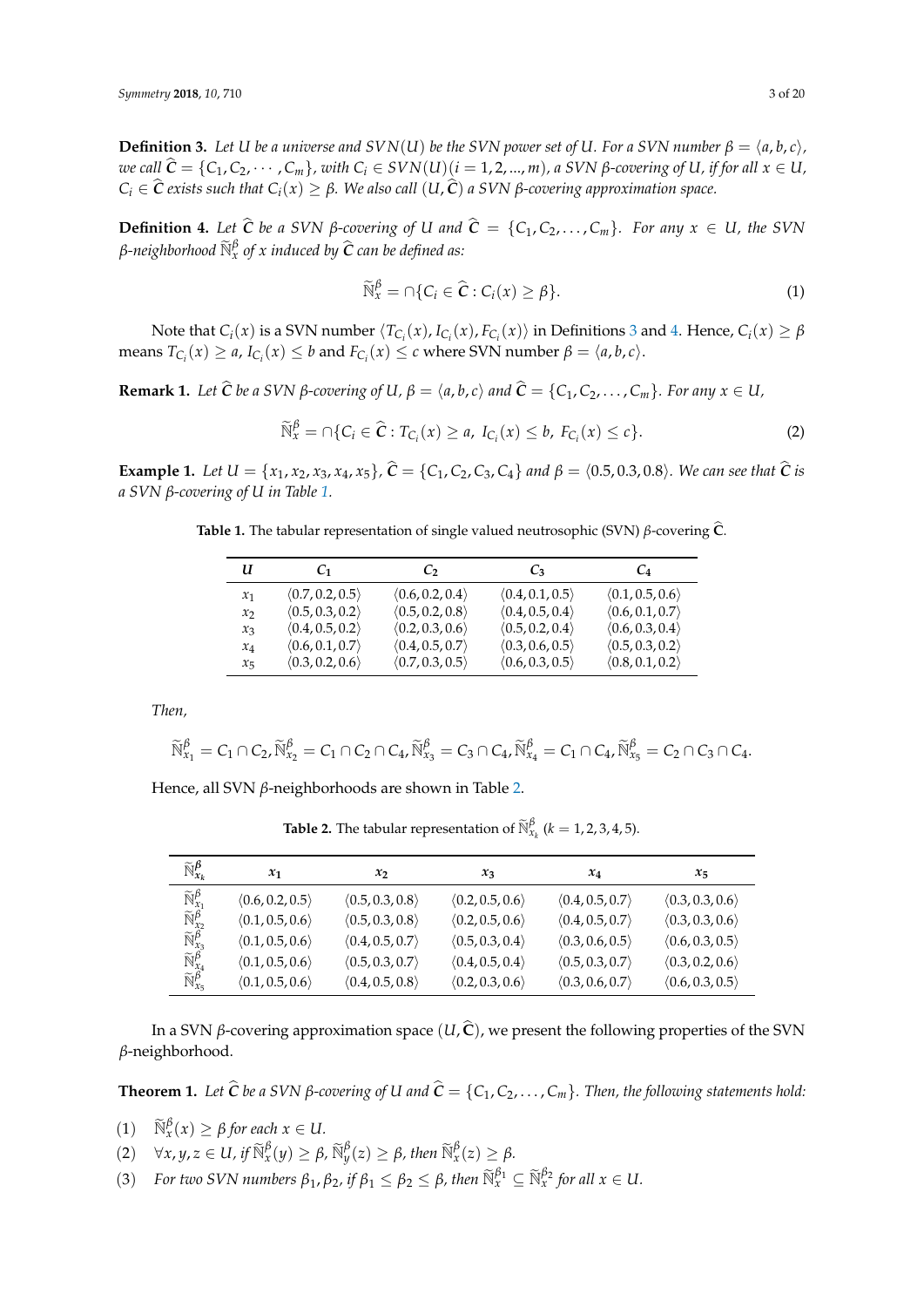**Definition 3.** *Let $U$ be a universe and $SVN(U)$ be the SVN power set of $U$. For a SVN number $\beta = \langle a, b, c \rangle$, we call $\widehat{C} = \{C_1, C_2, \cdots, C_m\}$, with $C_i \in SVN(U) (i = 1, 2, ..., m)$, a SVN $\beta$-covering of $U$, if for all $x \in U$, $C_i \in \widehat{C}$ exists such that $C_i(x) \geq \beta$. We also call $(U, \widehat{C})$ a SVN $\beta$-covering approximation space.*

**Definition 4.** *Let $\widehat{C}$ be a SVN $\beta$-covering of $U$ and $\widehat{C} = \{C_1, C_2, \ldots, C_m\}$. For any $x \in U$, the SVN $\beta$-neighborhood $\widetilde{\mathbb{N}}_x^\beta$ of $x$ induced by $\widehat{C}$ can be defined as:*

$$\widetilde{\mathbb{N}}_x^\beta = \cap\{C_i \in \widehat{C} : C_i(x) \geq \beta\}. \tag{1}$$

Note that $C_i(x)$ is a SVN number $\langle T_{C_i}(x), I_{C_i}(x), F_{C_i}(x) \rangle$ in Definitions 3 and 4. Hence, $C_i(x) \geq \beta$ means $T_{C_i}(x) \geq a$, $I_{C_i}(x) \leq b$ and $F_{C_i}(x) \leq c$ where SVN number $\beta = \langle a, b, c \rangle$.

**Remark 1.** *Let $\widehat{C}$ be a SVN $\beta$-covering of $U$, $\beta = \langle a, b, c \rangle$ and $\widehat{C} = \{C_1, C_2, \ldots, C_m\}$. For any $x \in U$,*

$$\widetilde{\mathbb{N}}_x^\beta = \cap\{C_i \in \widehat{C} : T_{C_i}(x) \geq a,\ I_{C_i}(x) \leq b,\ F_{C_i}(x) \leq c\}. \tag{2}$$

**Example 1.** *Let $U = \{x_1, x_2, x_3, x_4, x_5\}$, $\widehat{C} = \{C_1, C_2, C_3, C_4\}$ and $\beta = \langle 0.5, 0.3, 0.8 \rangle$. We can see that $\widehat{C}$ is a SVN $\beta$-covering of $U$ in Table 1.*

**Table 1.** The tabular representation of single valued neutrosophic (SVN) $\beta$-covering $\widehat{\mathbf{C}}$.

| $U$ | $C_1$ | $C_2$ | $C_3$ | $C_4$ |
|---|---|---|---|---|
| $x_1$ | $\langle 0.7, 0.2, 0.5 \rangle$ | $\langle 0.6, 0.2, 0.4 \rangle$ | $\langle 0.4, 0.1, 0.5 \rangle$ | $\langle 0.1, 0.5, 0.6 \rangle$ |
| $x_2$ | $\langle 0.5, 0.3, 0.2 \rangle$ | $\langle 0.5, 0.2, 0.8 \rangle$ | $\langle 0.4, 0.5, 0.4 \rangle$ | $\langle 0.6, 0.1, 0.7 \rangle$ |
| $x_3$ | $\langle 0.4, 0.5, 0.2 \rangle$ | $\langle 0.2, 0.3, 0.6 \rangle$ | $\langle 0.5, 0.2, 0.4 \rangle$ | $\langle 0.6, 0.3, 0.4 \rangle$ |
| $x_4$ | $\langle 0.6, 0.1, 0.7 \rangle$ | $\langle 0.4, 0.5, 0.7 \rangle$ | $\langle 0.3, 0.6, 0.5 \rangle$ | $\langle 0.5, 0.3, 0.2 \rangle$ |
| $x_5$ | $\langle 0.3, 0.2, 0.6 \rangle$ | $\langle 0.7, 0.3, 0.5 \rangle$ | $\langle 0.6, 0.3, 0.5 \rangle$ | $\langle 0.8, 0.1, 0.2 \rangle$ |

*Then,*

$$\widetilde{\mathbb{N}}_{x_1}^\beta = C_1 \cap C_2, \widetilde{\mathbb{N}}_{x_2}^\beta = C_1 \cap C_2 \cap C_4, \widetilde{\mathbb{N}}_{x_3}^\beta = C_3 \cap C_4, \widetilde{\mathbb{N}}_{x_4}^\beta = C_1 \cap C_4, \widetilde{\mathbb{N}}_{x_5}^\beta = C_2 \cap C_3 \cap C_4.$$

Hence, all SVN $\beta$-neighborhoods are shown in Table 2.

**Table 2.** The tabular representation of $\widetilde{\mathbb{N}}_{x_k}^\beta$ $(k = 1, 2, 3, 4, 5)$.

| $\widetilde{\mathbb{N}}_{x_k}^\beta$ | $x_1$ | $x_2$ | $x_3$ | $x_4$ | $x_5$ |
|---|---|---|---|---|---|
| $\widetilde{\mathbb{N}}_{x_1}^\beta$ | $\langle 0.6, 0.2, 0.5 \rangle$ | $\langle 0.5, 0.3, 0.8 \rangle$ | $\langle 0.2, 0.5, 0.6 \rangle$ | $\langle 0.4, 0.5, 0.7 \rangle$ | $\langle 0.3, 0.3, 0.6 \rangle$ |
| $\widetilde{\mathbb{N}}_{x_2}^\beta$ | $\langle 0.1, 0.5, 0.6 \rangle$ | $\langle 0.5, 0.3, 0.8 \rangle$ | $\langle 0.2, 0.5, 0.6 \rangle$ | $\langle 0.4, 0.5, 0.7 \rangle$ | $\langle 0.3, 0.3, 0.6 \rangle$ |
| $\widetilde{\mathbb{N}}_{x_3}^\beta$ | $\langle 0.1, 0.5, 0.6 \rangle$ | $\langle 0.4, 0.5, 0.7 \rangle$ | $\langle 0.5, 0.3, 0.4 \rangle$ | $\langle 0.3, 0.6, 0.5 \rangle$ | $\langle 0.6, 0.3, 0.5 \rangle$ |
| $\widetilde{\mathbb{N}}_{x_4}^\beta$ | $\langle 0.1, 0.5, 0.6 \rangle$ | $\langle 0.5, 0.3, 0.7 \rangle$ | $\langle 0.4, 0.5, 0.4 \rangle$ | $\langle 0.5, 0.3, 0.7 \rangle$ | $\langle 0.3, 0.2, 0.6 \rangle$ |
| $\widetilde{\mathbb{N}}_{x_5}^\beta$ | $\langle 0.1, 0.5, 0.6 \rangle$ | $\langle 0.4, 0.5, 0.8 \rangle$ | $\langle 0.2, 0.3, 0.6 \rangle$ | $\langle 0.3, 0.6, 0.7 \rangle$ | $\langle 0.6, 0.3, 0.5 \rangle$ |

In a SVN $\beta$-covering approximation space $(U, \widehat{\mathbf{C}})$, we present the following properties of the SVN $\beta$-neighborhood.

**Theorem 1.** *Let $\widehat{C}$ be a SVN $\beta$-covering of $U$ and $\widehat{C} = \{C_1, C_2, \ldots, C_m\}$. Then, the following statements hold:*

(1) $\widetilde{\mathbb{N}}_x^\beta(x) \geq \beta$ *for each* $x \in U$.

(2) $\forall x, y, z \in U$, *if* $\widetilde{\mathbb{N}}_x^\beta(y) \geq \beta$, $\widetilde{\mathbb{N}}_y^\beta(z) \geq \beta$, *then* $\widetilde{\mathbb{N}}_x^\beta(z) \geq \beta$.

(3) *For two SVN numbers* $\beta_1, \beta_2$, *if* $\beta_1 \leq \beta_2 \leq \beta$, *then* $\widetilde{\mathbb{N}}_x^{\beta_1} \subseteq \widetilde{\mathbb{N}}_x^{\beta_2}$ *for all* $x \in U$.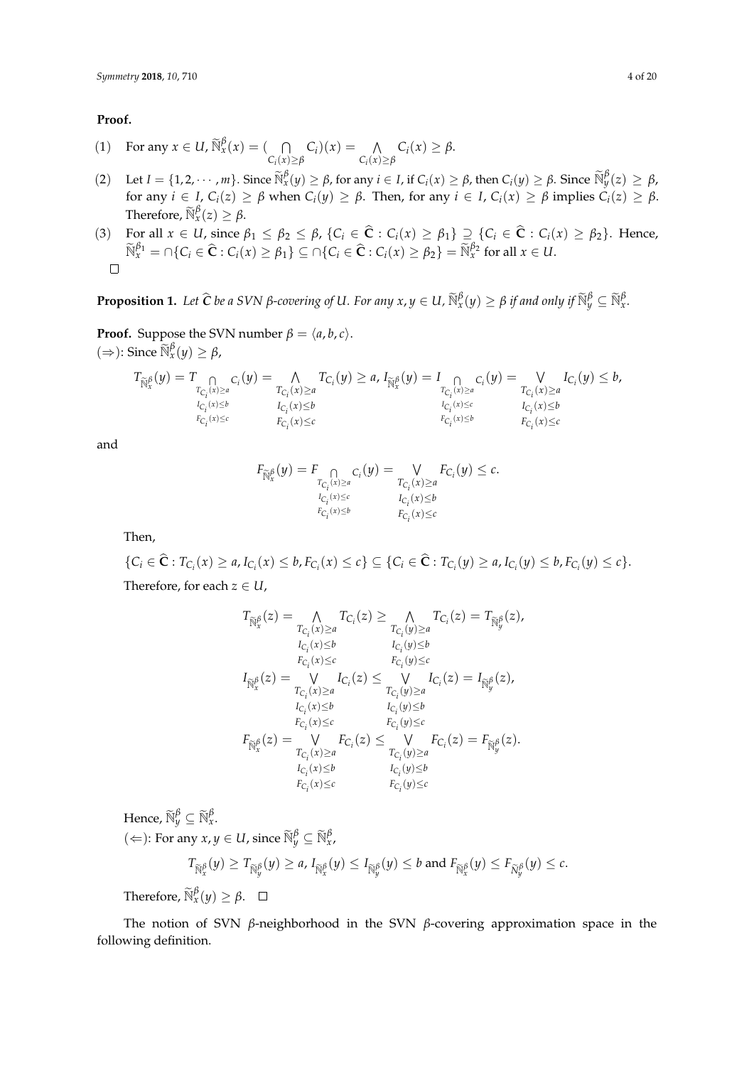**Proof.**

(1) For any $x \in U$, $\widetilde{\mathbb{N}}_x^\beta(x) = (\bigcap\limits_{C_i(x)\geq\beta} C_i)(x) = \bigwedge\limits_{C_i(x)\geq\beta} C_i(x) \geq \beta$.

(2) Let $I = \{1, 2, \cdots, m\}$. Since $\widetilde{\mathbb{N}}_x^\beta(y) \geq \beta$, for any $i \in I$, if $C_i(x) \geq \beta$, then $C_i(y) \geq \beta$. Since $\widetilde{\mathbb{N}}_y^\beta(z) \geq \beta$, for any $i \in I$, $C_i(z) \geq \beta$ when $C_i(y) \geq \beta$. Then, for any $i \in I$, $C_i(x) \geq \beta$ implies $C_i(z) \geq \beta$. Therefore, $\widetilde{\mathbb{N}}_x^\beta(z) \geq \beta$.

(3) For all $x \in U$, since $\beta_1 \leq \beta_2 \leq \beta$, $\{C_i \in \widehat{\mathbf{C}} : C_i(x) \geq \beta_1\} \supseteq \{C_i \in \widehat{\mathbf{C}} : C_i(x) \geq \beta_2\}$. Hence, $\widetilde{\mathbb{N}}_x^{\beta_1} = \cap\{C_i \in \widehat{\mathbf{C}} : C_i(x) \geq \beta_1\} \subseteq \cap\{C_i \in \widehat{\mathbf{C}} : C_i(x) \geq \beta_2\} = \widetilde{\mathbb{N}}_x^{\beta_2}$ for all $x \in U$.

□

**Proposition 1.** *Let $\widehat{C}$ be a SVN $\beta$-covering of $U$. For any $x, y \in U$, $\widetilde{\mathbb{N}}_x^\beta(y) \geq \beta$ if and only if $\widetilde{\mathbb{N}}_y^\beta \subseteq \widetilde{\mathbb{N}}_x^\beta$.*

**Proof.** Suppose the SVN number $\beta = \langle a, b, c\rangle$.
($\Rightarrow$): Since $\widetilde{\mathbb{N}}_x^\beta(y) \geq \beta$,

$$T_{\widetilde{\mathbb{N}}_x^\beta}(y) = T_{\bigcap\limits_{\substack{T_{C_i}(x)\geq a\\ I_{C_i}(x)\leq b\\ F_{C_i}(x)\leq c}} C_i}(y) = \bigwedge_{\substack{T_{C_i}(x)\geq a\\ I_{C_i}(x)\leq b\\ F_{C_i}(x)\leq c}} T_{C_i}(y) \geq a,\ I_{\widetilde{\mathbb{N}}_x^\beta}(y) = I_{\bigcap\limits_{\substack{T_{C_i}(x)\geq a\\ I_{C_i}(x)\leq c\\ F_{C_i}(x)\leq b}} C_i}(y) = \bigvee_{\substack{T_{C_i}(x)\geq a\\ I_{C_i}(x)\leq b\\ F_{C_i}(x)\leq c}} I_{C_i}(y) \leq b,$$

and

$$F_{\widetilde{\mathbb{N}}_x^\beta}(y) = F_{\bigcap\limits_{\substack{T_{C_i}(x)\geq a\\ I_{C_i}(x)\leq c\\ F_{C_i}(x)\leq b}} C_i}(y) = \bigvee_{\substack{T_{C_i}(x)\geq a\\ I_{C_i}(x)\leq b\\ F_{C_i}(x)\leq c}} F_{C_i}(y) \leq c.$$

Then,

$\{C_i \in \widehat{\mathbf{C}} : T_{C_i}(x) \geq a, I_{C_i}(x) \leq b, F_{C_i}(x) \leq c\} \subseteq \{C_i \in \widehat{\mathbf{C}} : T_{C_i}(y) \geq a, I_{C_i}(y) \leq b, F_{C_i}(y) \leq c\}$.

Therefore, for each $z \in U$,

$$T_{\widetilde{\mathbb{N}}_x^\beta}(z) = \bigwedge_{\substack{T_{C_i}(x)\geq a\\ I_{C_i}(x)\leq b\\ F_{C_i}(x)\leq c}} T_{C_i}(z) \geq \bigwedge_{\substack{T_{C_i}(y)\geq a\\ I_{C_i}(y)\leq b\\ F_{C_i}(y)\leq c}} T_{C_i}(z) = T_{\widetilde{\mathbb{N}}_y^\beta}(z),$$

$$I_{\widetilde{\mathbb{N}}_x^\beta}(z) = \bigvee_{\substack{T_{C_i}(x)\geq a\\ I_{C_i}(x)\leq b\\ F_{C_i}(x)\leq c}} I_{C_i}(z) \leq \bigvee_{\substack{T_{C_i}(y)\geq a\\ I_{C_i}(y)\leq b\\ F_{C_i}(y)\leq c}} I_{C_i}(z) = I_{\widetilde{\mathbb{N}}_y^\beta}(z),$$

$$F_{\widetilde{\mathbb{N}}_x^\beta}(z) = \bigvee_{\substack{T_{C_i}(x)\geq a\\ I_{C_i}(x)\leq b\\ F_{C_i}(x)\leq c}} F_{C_i}(z) \leq \bigvee_{\substack{T_{C_i}(y)\geq a\\ I_{C_i}(y)\leq b\\ F_{C_i}(y)\leq c}} F_{C_i}(z) = F_{\widetilde{\mathbb{N}}_y^\beta}(z).$$

Hence, $\widetilde{\mathbb{N}}_y^\beta \subseteq \widetilde{\mathbb{N}}_x^\beta$.
($\Leftarrow$): For any $x, y \in U$, since $\widetilde{\mathbb{N}}_y^\beta \subseteq \widetilde{\mathbb{N}}_x^\beta$,

$$T_{\widetilde{\mathbb{N}}_x^\beta}(y) \geq T_{\widetilde{\mathbb{N}}_y^\beta}(y) \geq a,\ I_{\widetilde{\mathbb{N}}_x^\beta}(y) \leq I_{\widetilde{\mathbb{N}}_y^\beta}(y) \leq b \text{ and } F_{\widetilde{\mathbb{N}}_x^\beta}(y) \leq F_{\widetilde{N}_y^\beta}(y) \leq c.$$

Therefore, $\widetilde{\mathbb{N}}_x^\beta(y) \geq \beta$. □

The notion of SVN $\beta$-neighborhood in the SVN $\beta$-covering approximation space in the following definition.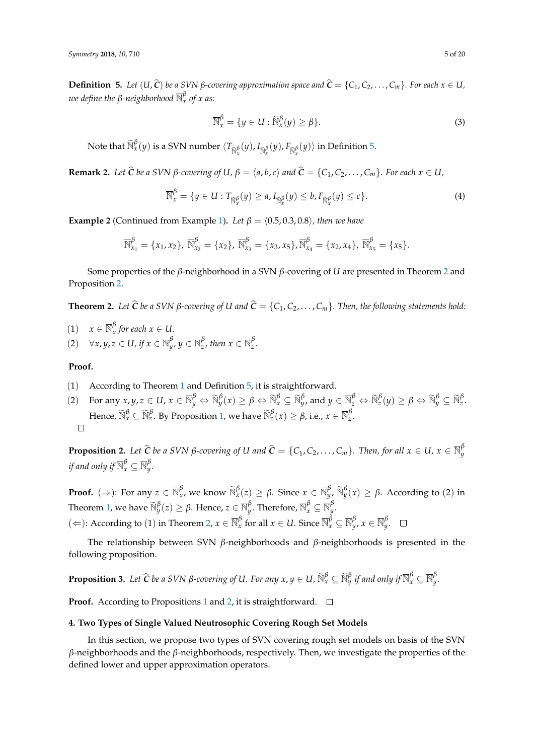**Definition 5.** *Let $(U, \widehat{C})$ be a SVN β-covering approximation space and $\widehat{C} = \{C_1, C_2, \ldots, C_m\}$. For each $x \in U$, we define the β-neighborhood $\overline{\mathbb{N}}_x^{\beta}$ of $x$ as:*

$$\overline{\mathbb{N}}_x^{\beta} = \{y \in U : \widetilde{\mathbb{N}}_x^{\beta}(y) \geq \beta\}. \tag{3}$$

Note that $\widetilde{\mathbb{N}}_x^{\beta}(y)$ is a SVN number $\langle T_{\widetilde{\mathbb{N}}_x^{\beta}}(y), I_{\widetilde{\mathbb{N}}_x^{\beta}}(y), F_{\widetilde{\mathbb{N}}_x^{\beta}}(y)\rangle$ in Definition 5.

**Remark 2.** *Let $\widehat{C}$ be a SVN β-covering of $U$, $\beta = \langle a, b, c\rangle$ and $\widehat{C} = \{C_1, C_2, \ldots, C_m\}$. For each $x \in U$,*

$$\overline{\mathbb{N}}_x^{\beta} = \{y \in U : T_{\widetilde{\mathbb{N}}_x^{\beta}}(y) \geq a, I_{\widetilde{\mathbb{N}}_x^{\beta}}(y) \leq b, F_{\widetilde{\mathbb{N}}_x^{\beta}}(y) \leq c\}. \tag{4}$$

**Example 2** (Continued from Example 1)**.** *Let $\beta = \langle 0.5, 0.3, 0.8\rangle$, then we have*

$$\overline{\mathbb{N}}_{x_1}^{\beta} = \{x_1, x_2\},\ \overline{\mathbb{N}}_{x_2}^{\beta} = \{x_2\},\ \overline{\mathbb{N}}_{x_3}^{\beta} = \{x_3, x_5\}, \overline{\mathbb{N}}_{x_4}^{\beta} = \{x_2, x_4\},\ \overline{\mathbb{N}}_{x_5}^{\beta} = \{x_5\}.$$

Some properties of the β-neighborhood in a SVN β-covering of $U$ are presented in Theorem 2 and Proposition 2.

**Theorem 2.** *Let $\widehat{C}$ be a SVN β-covering of $U$ and $\widehat{C} = \{C_1, C_2, \ldots, C_m\}$. Then, the following statements hold:*

(1) $x \in \overline{\mathbb{N}}_x^{\beta}$ *for each* $x \in U$.
(2) $\forall x, y, z \in U$, *if* $x \in \overline{\mathbb{N}}_y^{\beta}$, $y \in \overline{\mathbb{N}}_z^{\beta}$, *then* $x \in \overline{\mathbb{N}}_z^{\beta}$.

**Proof.**

(1) According to Theorem 1 and Definition 5, it is straightforward.
(2) For any $x, y, z \in U$, $x \in \overline{\mathbb{N}}_y^{\beta} \Leftrightarrow \widetilde{\mathbb{N}}_y^{\beta}(x) \geq \beta \Leftrightarrow \widetilde{\mathbb{N}}_x^{\beta} \subseteq \widetilde{\mathbb{N}}_y^{\beta}$, and $y \in \overline{\mathbb{N}}_z^{\beta} \Leftrightarrow \widetilde{\mathbb{N}}_z^{\beta}(y) \geq \beta \Leftrightarrow \widetilde{\mathbb{N}}_y^{\beta} \subseteq \widetilde{\mathbb{N}}_z^{\beta}$. Hence, $\widetilde{\mathbb{N}}_x^{\beta} \subseteq \widetilde{\mathbb{N}}_z^{\beta}$. By Proposition 1, we have $\widetilde{\mathbb{N}}_z^{\beta}(x) \geq \beta$, i.e., $x \in \overline{\mathbb{N}}_z^{\beta}$.

□

**Proposition 2.** *Let $\widehat{C}$ be a SVN β-covering of $U$ and $\widehat{C} = \{C_1, C_2, \ldots, C_m\}$. Then, for all $x \in U$, $x \in \overline{\mathbb{N}}_y^{\beta}$ if and only if $\overline{\mathbb{N}}_x^{\beta} \subseteq \overline{\mathbb{N}}_y^{\beta}$.*

**Proof.** (⇒): For any $z \in \overline{\mathbb{N}}_x^{\beta}$, we know $\widetilde{\mathbb{N}}_x^{\beta}(z) \geq \beta$. Since $x \in \overline{\mathbb{N}}_y^{\beta}$, $\widetilde{\mathbb{N}}_y^{\beta}(x) \geq \beta$. According to (2) in Theorem 1, we have $\widetilde{\mathbb{N}}_y^{\beta}(z) \geq \beta$. Hence, $z \in \overline{\mathbb{N}}_y^{\beta}$. Therefore, $\overline{\mathbb{N}}_x^{\beta} \subseteq \overline{\mathbb{N}}_y^{\beta}$.
(⇐): According to (1) in Theorem 2, $x \in \overline{\mathbb{N}}_x^{\beta}$ for all $x \in U$. Since $\overline{\mathbb{N}}_x^{\beta} \subseteq \overline{\mathbb{N}}_y^{\beta}$, $x \in \overline{\mathbb{N}}_y^{\beta}$. □

The relationship between SVN β-neighborhoods and β-neighborhoods is presented in the following proposition.

**Proposition 3.** *Let $\widehat{C}$ be a SVN β-covering of $U$. For any $x, y \in U$, $\widetilde{\mathbb{N}}_x^{\beta} \subseteq \widetilde{\mathbb{N}}_y^{\beta}$ if and only if $\overline{\mathbb{N}}_x^{\beta} \subseteq \overline{\mathbb{N}}_y^{\beta}$.*

**Proof.** According to Propositions 1 and 2, it is straightforward. □

## 4. Two Types of Single Valued Neutrosophic Covering Rough Set Models

In this section, we propose two types of SVN covering rough set models on basis of the SVN β-neighborhoods and the β-neighborhoods, respectively. Then, we investigate the properties of the defined lower and upper approximation operators.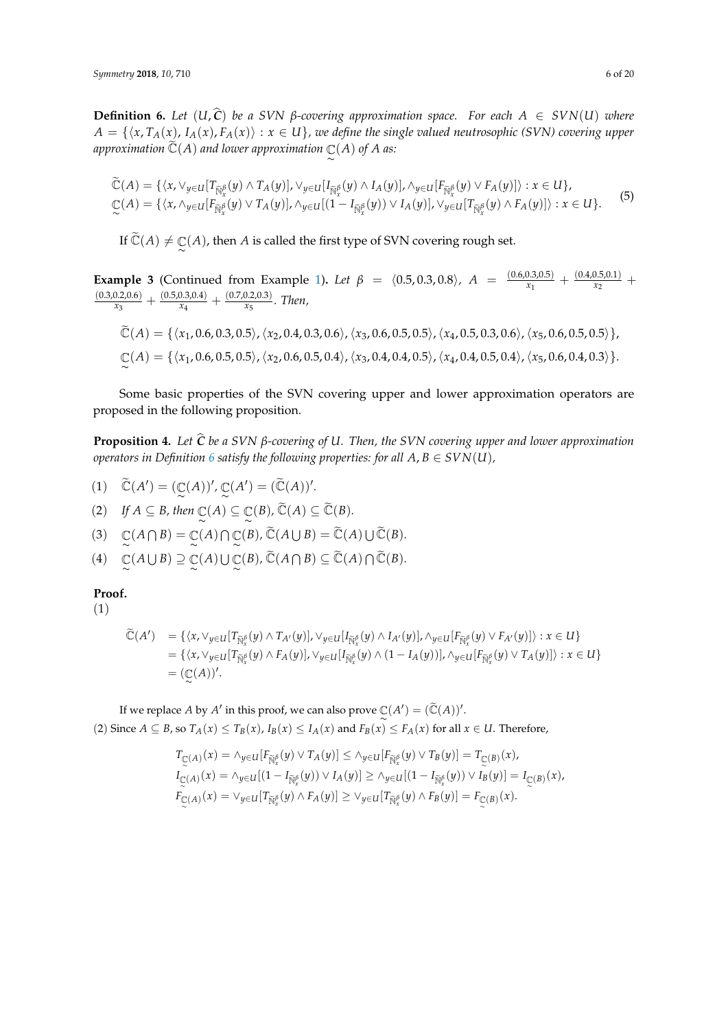**Definition 6.** *Let $(U, \widehat{C})$ be a SVN $\beta$-covering approximation space. For each $A \in SVN(U)$ where $A = \{\langle x, T_A(x), I_A(x), F_A(x)\rangle : x \in U\}$, we define the single valued neutrosophic (SVN) covering upper approximation $\widetilde{\mathbb{C}}(A)$ and lower approximation $\underset{\sim}{\mathbb{C}}(A)$ of $A$ as:*

$$
\begin{aligned}
\widetilde{\mathbb{C}}(A) &= \{\langle x, \vee_{y\in U}[T_{\widetilde{\mathbb{N}}_x^\beta}(y) \wedge T_A(y)], \vee_{y\in U}[I_{\widetilde{\mathbb{N}}_x^\beta}(y) \wedge I_A(y)], \wedge_{y\in U}[F_{\widetilde{\mathbb{N}}_x^\beta}(y) \vee F_A(y)]\rangle : x \in U\}, \\
\underset{\sim}{\mathbb{C}}(A) &= \{\langle x, \wedge_{y\in U}[F_{\widetilde{\mathbb{N}}_x^\beta}(y) \vee T_A(y)], \wedge_{y\in U}[(1 - I_{\widetilde{\mathbb{N}}_x^\beta}(y)) \vee I_A(y)], \vee_{y\in U}[T_{\widetilde{\mathbb{N}}_x^\beta}(y) \wedge F_A(y)]\rangle : x \in U\}.
\end{aligned} \tag{5}
$$

If $\widetilde{\mathbb{C}}(A) \neq \underset{\sim}{\mathbb{C}}(A)$, then $A$ is called the first type of SVN covering rough set.

**Example 3** (Continued from Example 1). *Let $\beta = \langle 0.5, 0.3, 0.8\rangle$, $A = \frac{(0.6,0.3,0.5)}{x_1} + \frac{(0.4,0.5,0.1)}{x_2} + \frac{(0.3,0.2,0.6)}{x_3} + \frac{(0.5,0.3,0.4)}{x_4} + \frac{(0.7,0.2,0.3)}{x_5}$. Then,*

$$
\widetilde{\mathbb{C}}(A) = \{\langle x_1, 0.6, 0.3, 0.5\rangle, \langle x_2, 0.4, 0.3, 0.6\rangle, \langle x_3, 0.6, 0.5, 0.5\rangle, \langle x_4, 0.5, 0.3, 0.6\rangle, \langle x_5, 0.6, 0.5, 0.5\rangle\},
$$

$$
\underset{\sim}{\mathbb{C}}(A) = \{\langle x_1, 0.6, 0.5, 0.5\rangle, \langle x_2, 0.6, 0.5, 0.4\rangle, \langle x_3, 0.4, 0.4, 0.5\rangle, \langle x_4, 0.4, 0.5, 0.4\rangle, \langle x_5, 0.6, 0.4, 0.3\rangle\}.
$$

Some basic properties of the SVN covering upper and lower approximation operators are proposed in the following proposition.

**Proposition 4.** *Let $\widehat{C}$ be a SVN $\beta$-covering of $U$. Then, the SVN covering upper and lower approximation operators in Definition 6 satisfy the following properties: for all $A, B \in SVN(U)$,*

(1) $\widetilde{\mathbb{C}}(A') = (\underset{\sim}{\mathbb{C}}(A))'$, $\underset{\sim}{\mathbb{C}}(A') = (\widetilde{\mathbb{C}}(A))'$.

(2) *If $A \subseteq B$, then $\underset{\sim}{\mathbb{C}}(A) \subseteq \underset{\sim}{\mathbb{C}}(B)$, $\widetilde{\mathbb{C}}(A) \subseteq \widetilde{\mathbb{C}}(B)$.*

(3) $\underset{\sim}{\mathbb{C}}(A \bigcap B) = \underset{\sim}{\mathbb{C}}(A) \bigcap \underset{\sim}{\mathbb{C}}(B)$, $\widetilde{\mathbb{C}}(A \bigcup B) = \widetilde{\mathbb{C}}(A) \bigcup \widetilde{\mathbb{C}}(B)$.

(4) $\underset{\sim}{\mathbb{C}}(A \bigcup B) \supseteq \underset{\sim}{\mathbb{C}}(A) \bigcup \underset{\sim}{\mathbb{C}}(B)$, $\widetilde{\mathbb{C}}(A \bigcap B) \subseteq \widetilde{\mathbb{C}}(A) \bigcap \widetilde{\mathbb{C}}(B)$.

**Proof.**

(1)

$$
\begin{aligned}
\widetilde{\mathbb{C}}(A') &= \{\langle x, \vee_{y\in U}[T_{\widetilde{\mathbb{N}}_x^\beta}(y) \wedge T_{A'}(y)], \vee_{y\in U}[I_{\widetilde{\mathbb{N}}_x^\beta}(y) \wedge I_{A'}(y)], \wedge_{y\in U}[F_{\widetilde{\mathbb{N}}_x^\beta}(y) \vee F_{A'}(y)]\rangle : x \in U\} \\
&= \{\langle x, \vee_{y\in U}[T_{\widetilde{\mathbb{N}}_x^\beta}(y) \wedge F_A(y)], \vee_{y\in U}[I_{\widetilde{\mathbb{N}}_x^\beta}(y) \wedge (1 - I_A(y))], \wedge_{y\in U}[F_{\widetilde{\mathbb{N}}_x^\beta}(y) \vee T_A(y)]\rangle : x \in U\} \\
&= (\underset{\sim}{\mathbb{C}}(A))'.
\end{aligned}
$$

If we replace $A$ by $A'$ in this proof, we can also prove $\underset{\sim}{\mathbb{C}}(A') = (\widetilde{\mathbb{C}}(A))'$.

(2) Since $A \subseteq B$, so $T_A(x) \leq T_B(x)$, $I_B(x) \leq I_A(x)$ and $F_B(x) \leq F_A(x)$ for all $x \in U$. Therefore,

$$
\begin{aligned}
T_{\underset{\sim}{\mathbb{C}}(A)}(x) &= \wedge_{y\in U}[F_{\widetilde{\mathbb{N}}_x^\beta}(y) \vee T_A(y)] \leq \wedge_{y\in U}[F_{\widetilde{\mathbb{N}}_x^\beta}(y) \vee T_B(y)] = T_{\underset{\sim}{\mathbb{C}}(B)}(x), \\
I_{\underset{\sim}{\mathbb{C}}(A)}(x) &= \wedge_{y\in U}[(1 - I_{\widetilde{\mathbb{N}}_x^\beta}(y)) \vee I_A(y)] \geq \wedge_{y\in U}[(1 - I_{\widetilde{\mathbb{N}}_x^\beta}(y)) \vee I_B(y)] = I_{\underset{\sim}{\mathbb{C}}(B)}(x), \\
F_{\underset{\sim}{\mathbb{C}}(A)}(x) &= \vee_{y\in U}[T_{\widetilde{\mathbb{N}}_x^\beta}(y) \wedge F_A(y)] \geq \vee_{y\in U}[T_{\widetilde{\mathbb{N}}_x^\beta}(y) \wedge F_B(y)] = F_{\underset{\sim}{\mathbb{C}}(B)}(x).
\end{aligned}
$$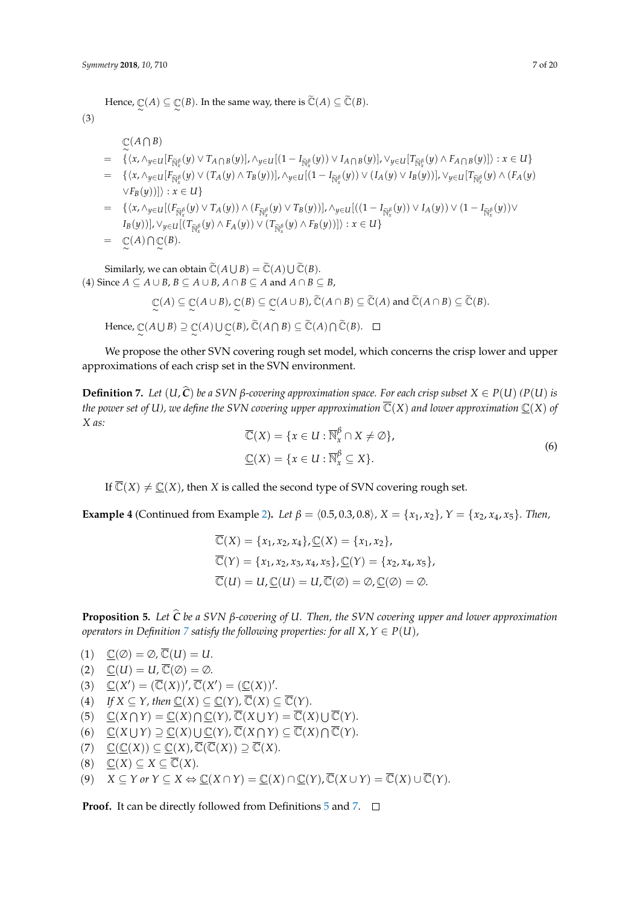Hence, $\underset{\sim}{\mathbb{C}}(A) \subseteq \underset{\sim}{\mathbb{C}}(B)$. In the same way, there is $\widetilde{\mathbb{C}}(A) \subseteq \widetilde{\mathbb{C}}(B)$.

(3)

$$
\begin{aligned}
& \underset{\sim}{\mathbb{C}}(A \bigcap B) \\
= \;& \{\langle x, \wedge_{y \in U}[F_{\widetilde{\mathbb{N}}_x^\beta}(y) \vee T_{A \bigcap B}(y)], \wedge_{y \in U}[(1 - I_{\widetilde{\mathbb{N}}_x^\beta}(y)) \vee I_{A \bigcap B}(y)], \vee_{y \in U}[T_{\widetilde{\mathbb{N}}_x^\beta}(y) \wedge F_{A \bigcap B}(y)]\rangle : x \in U\} \\
= \;& \{\langle x, \wedge_{y \in U}[F_{\widetilde{\mathbb{N}}_x^\beta}(y) \vee (T_A(y) \wedge T_B(y))], \wedge_{y \in U}[(1 - I_{\widetilde{\mathbb{N}}_x^\beta}(y)) \vee (I_A(y) \vee I_B(y))], \vee_{y \in U}[T_{\widetilde{\mathbb{N}}_x^\beta}(y) \wedge (F_A(y) \\
& \vee F_B(y))]\rangle : x \in U\} \\
= \;& \{\langle x, \wedge_{y \in U}[(F_{\widetilde{\mathbb{N}}_x^\beta}(y) \vee T_A(y)) \wedge (F_{\widetilde{\mathbb{N}}_x^\beta}(y) \vee T_B(y))], \wedge_{y \in U}[((1 - I_{\widetilde{\mathbb{N}}_x^\beta}(y)) \vee I_A(y)) \vee (1 - I_{\widetilde{\mathbb{N}}_x^\beta}(y)) \vee \\
& I_B(y))], \vee_{y \in U}[(T_{\widetilde{\mathbb{N}}_x^\beta}(y) \wedge F_A(y)) \vee (T_{\widetilde{\mathbb{N}}_x^\beta}(y) \wedge F_B(y))]\rangle : x \in U\} \\
= \;& \underset{\sim}{\mathbb{C}}(A) \bigcap \underset{\sim}{\mathbb{C}}(B).
\end{aligned}
$$

Similarly, we can obtain $\widetilde{\mathbb{C}}(A \bigcup B) = \widetilde{\mathbb{C}}(A) \bigcup \widetilde{\mathbb{C}}(B)$.

(4) Since $A \subseteq A \cup B$, $B \subseteq A \cup B$, $A \cap B \subseteq A$ and $A \cap B \subseteq B$,

$$\underset{\sim}{\mathbb{C}}(A) \subseteq \underset{\sim}{\mathbb{C}}(A \cup B), \underset{\sim}{\mathbb{C}}(B) \subseteq \underset{\sim}{\mathbb{C}}(A \cup B), \widetilde{\mathbb{C}}(A \cap B) \subseteq \widetilde{\mathbb{C}}(A) \text{ and } \widetilde{\mathbb{C}}(A \cap B) \subseteq \widetilde{\mathbb{C}}(B).$$

Hence, $\underset{\sim}{\mathbb{C}}(A \bigcup B) \supseteq \underset{\sim}{\mathbb{C}}(A) \bigcup \underset{\sim}{\mathbb{C}}(B)$, $\widetilde{\mathbb{C}}(A \bigcap B) \subseteq \widetilde{\mathbb{C}}(A) \bigcap \widetilde{\mathbb{C}}(B)$. □

We propose the other SVN covering rough set model, which concerns the crisp lower and upper approximations of each crisp set in the SVN environment.

**Definition 7.** *Let $(U, \widehat{C})$ be a SVN $\beta$-covering approximation space. For each crisp subset $X \in P(U)$ ($P(U)$ is the power set of $U$), we define the SVN covering upper approximation $\overline{\mathbb{C}}(X)$ and lower approximation $\underline{\mathbb{C}}(X)$ of $X$ as:*

$$
\begin{aligned}
\overline{\mathbb{C}}(X) &= \{x \in U : \overline{\mathbb{N}}_x^\beta \cap X \neq \emptyset\}, \\
\underline{\mathbb{C}}(X) &= \{x \in U : \overline{\mathbb{N}}_x^\beta \subseteq X\}.
\end{aligned}
\tag{6}
$$

If $\overline{\mathbb{C}}(X) \neq \underline{\mathbb{C}}(X)$, then $X$ is called the second type of SVN covering rough set.

**Example 4** (Continued from Example 2)**.** *Let $\beta = \langle 0.5, 0.3, 0.8\rangle$, $X = \{x_1, x_2\}$, $Y = \{x_2, x_4, x_5\}$. Then,*

$$
\begin{aligned}
& \overline{\mathbb{C}}(X) = \{x_1, x_2, x_4\}, \underline{\mathbb{C}}(X) = \{x_1, x_2\}, \\
& \overline{\mathbb{C}}(Y) = \{x_1, x_2, x_3, x_4, x_5\}, \underline{\mathbb{C}}(Y) = \{x_2, x_4, x_5\}, \\
& \overline{\mathbb{C}}(U) = U, \underline{\mathbb{C}}(U) = U, \overline{\mathbb{C}}(\emptyset) = \emptyset, \underline{\mathbb{C}}(\emptyset) = \emptyset.
\end{aligned}
$$

**Proposition 5.** *Let $\widehat{C}$ be a SVN $\beta$-covering of $U$. Then, the SVN covering upper and lower approximation operators in Definition 7 satisfy the following properties: for all $X, Y \in P(U)$,*

(1) $\underline{\mathbb{C}}(\emptyset) = \emptyset$, $\overline{\mathbb{C}}(U) = U$.
(2) $\underline{\mathbb{C}}(U) = U$, $\overline{\mathbb{C}}(\emptyset) = \emptyset$.
(3) $\underline{\mathbb{C}}(X') = (\overline{\mathbb{C}}(X))'$, $\overline{\mathbb{C}}(X') = (\underline{\mathbb{C}}(X))'$.
(4) *If $X \subseteq Y$, then* $\underline{\mathbb{C}}(X) \subseteq \underline{\mathbb{C}}(Y)$, $\overline{\mathbb{C}}(X) \subseteq \overline{\mathbb{C}}(Y)$.
(5) $\underline{\mathbb{C}}(X \bigcap Y) = \underline{\mathbb{C}}(X) \bigcap \underline{\mathbb{C}}(Y)$, $\overline{\mathbb{C}}(X \bigcup Y) = \overline{\mathbb{C}}(X) \bigcup \overline{\mathbb{C}}(Y)$.
(6) $\underline{\mathbb{C}}(X \bigcup Y) \supseteq \underline{\mathbb{C}}(X) \bigcup \underline{\mathbb{C}}(Y)$, $\overline{\mathbb{C}}(X \bigcap Y) \subseteq \overline{\mathbb{C}}(X) \bigcap \overline{\mathbb{C}}(Y)$.
(7) $\underline{\mathbb{C}}(\underline{\mathbb{C}}(X)) \subseteq \underline{\mathbb{C}}(X)$, $\overline{\mathbb{C}}(\overline{\mathbb{C}}(X)) \supseteq \overline{\mathbb{C}}(X)$.
(8) $\underline{\mathbb{C}}(X) \subseteq X \subseteq \overline{\mathbb{C}}(X)$.
(9) $X \subseteq Y$ *or* $Y \subseteq X \Leftrightarrow \underline{\mathbb{C}}(X \cap Y) = \underline{\mathbb{C}}(X) \cap \underline{\mathbb{C}}(Y)$, $\overline{\mathbb{C}}(X \cup Y) = \overline{\mathbb{C}}(X) \cup \overline{\mathbb{C}}(Y)$.

**Proof.** It can be directly followed from Definitions 5 and 7. □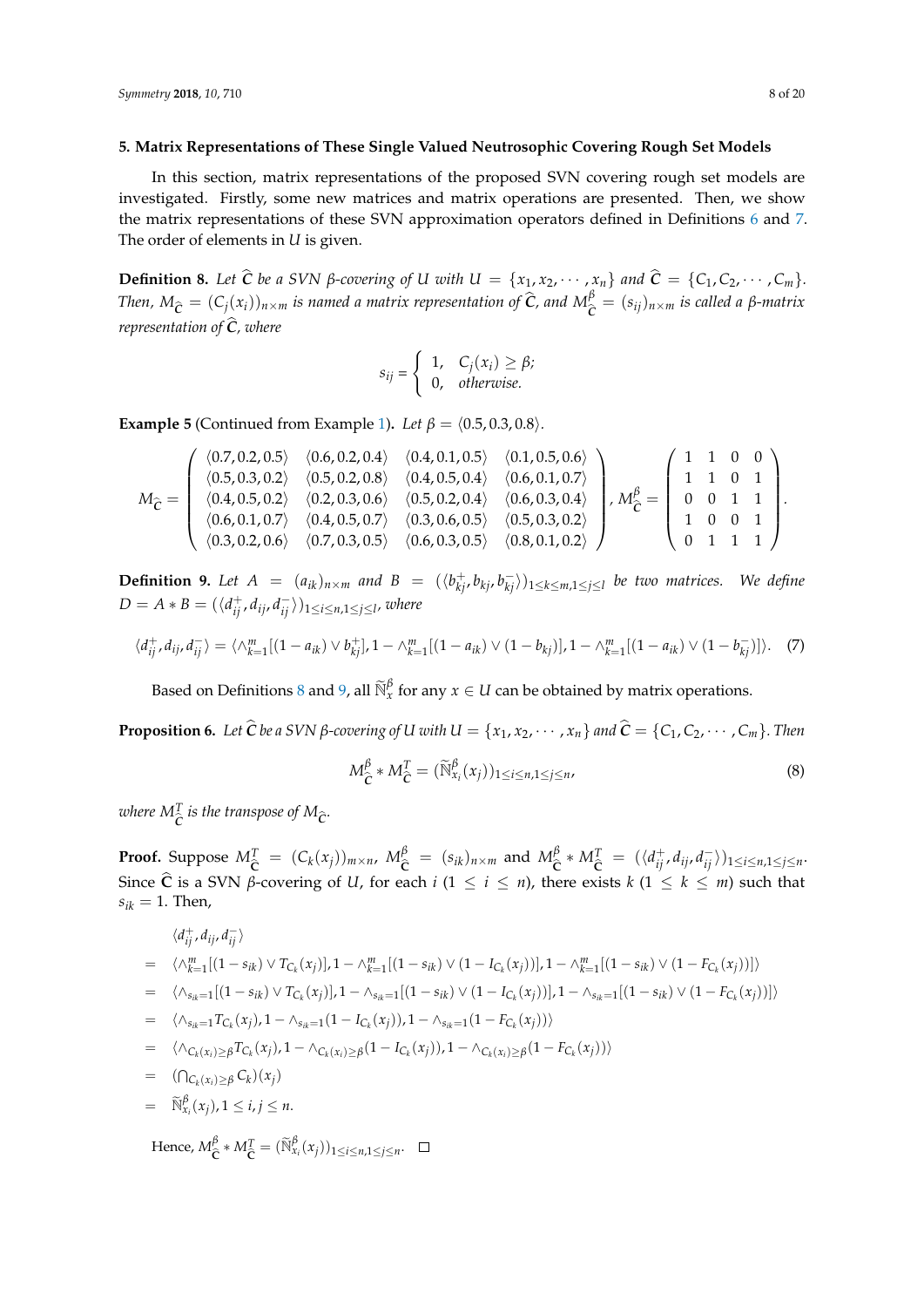## 5. Matrix Representations of These Single Valued Neutrosophic Covering Rough Set Models

In this section, matrix representations of the proposed SVN covering rough set models are investigated. Firstly, some new matrices and matrix operations are presented. Then, we show the matrix representations of these SVN approximation operators defined in Definitions 6 and 7. The order of elements in $U$ is given.

**Definition 8.** *Let $\widehat{\mathbf{C}}$ be a SVN $\beta$-covering of $U$ with $U = \{x_1, x_2, \cdots, x_n\}$ and $\widehat{\mathbf{C}} = \{C_1, C_2, \cdots, C_m\}$. Then, $M_{\widehat{\mathbf{C}}} = (C_j(x_i))_{n\times m}$ is named a matrix representation of $\widehat{\mathbf{C}}$, and $M^{\beta}_{\widehat{\mathbf{C}}} = (s_{ij})_{n\times m}$ is called a $\beta$-matrix representation of $\widehat{\mathbf{C}}$, where*

$$s_{ij} = \begin{cases} 1, & C_j(x_i) \geq \beta; \\ 0, & otherwise. \end{cases}$$

**Example 5** (Continued from Example 1)**.** *Let $\beta = \langle 0.5, 0.3, 0.8\rangle$.*

$$M_{\widehat{\mathbf{C}}} = \begin{pmatrix} \langle 0.7,0.2,0.5\rangle & \langle 0.6,0.2,0.4\rangle & \langle 0.4,0.1,0.5\rangle & \langle 0.1,0.5,0.6\rangle \\ \langle 0.5,0.3,0.2\rangle & \langle 0.5,0.2,0.8\rangle & \langle 0.4,0.5,0.4\rangle & \langle 0.6,0.1,0.7\rangle \\ \langle 0.4,0.5,0.2\rangle & \langle 0.2,0.3,0.6\rangle & \langle 0.5,0.2,0.4\rangle & \langle 0.6,0.3,0.4\rangle \\ \langle 0.6,0.1,0.7\rangle & \langle 0.4,0.5,0.7\rangle & \langle 0.3,0.6,0.5\rangle & \langle 0.5,0.3,0.2\rangle \\ \langle 0.3,0.2,0.6\rangle & \langle 0.7,0.3,0.5\rangle & \langle 0.6,0.3,0.5\rangle & \langle 0.8,0.1,0.2\rangle \end{pmatrix}, M^{\beta}_{\widehat{\mathbf{C}}} = \begin{pmatrix} 1 & 1 & 0 & 0 \\ 1 & 1 & 0 & 1 \\ 0 & 0 & 1 & 1 \\ 1 & 0 & 0 & 1 \\ 0 & 1 & 1 & 1 \end{pmatrix}.$$

**Definition 9.** *Let $A = (a_{ik})_{n\times m}$ and $B = (\langle b^+_{kj}, b_{kj}, b^-_{kj}\rangle)_{1\leq k\leq m, 1\leq j\leq l}$ be two matrices. We define $D = A * B = (\langle d^+_{ij}, d_{ij}, d^-_{ij}\rangle)_{1\leq i\leq n, 1\leq j\leq l}$, where*

$$\langle d^+_{ij}, d_{ij}, d^-_{ij}\rangle = \langle \wedge^m_{k=1}[(1-a_{ik}) \vee b^+_{kj}], 1 - \wedge^m_{k=1}[(1-a_{ik}) \vee (1-b_{kj})], 1 - \wedge^m_{k=1}[(1-a_{ik}) \vee (1-b^-_{kj})]\rangle. \quad (7)$$

Based on Definitions 8 and 9, all $\widetilde{\mathbb{N}}^{\beta}_x$ for any $x \in U$ can be obtained by matrix operations.

**Proposition 6.** *Let $\widehat{\mathbf{C}}$ be a SVN $\beta$-covering of $U$ with $U = \{x_1, x_2, \cdots, x_n\}$ and $\widehat{\mathbf{C}} = \{C_1, C_2, \cdots, C_m\}$. Then*

$$M^{\beta}_{\widehat{\mathbf{C}}} * M^T_{\widehat{\mathbf{C}}} = (\widetilde{\mathbb{N}}^{\beta}_{x_i}(x_j))_{1\leq i\leq n, 1\leq j\leq n}, \quad (8)$$

*where $M^T_{\widehat{\mathbf{C}}}$ is the transpose of $M_{\widehat{\mathbf{C}}}$.*

**Proof.** Suppose $M^T_{\widehat{\mathbf{C}}} = (C_k(x_j))_{m\times n}$, $M^{\beta}_{\widehat{\mathbf{C}}} = (s_{ik})_{n\times m}$ and $M^{\beta}_{\widehat{\mathbf{C}}} * M^T_{\widehat{\mathbf{C}}} = (\langle d^+_{ij}, d_{ij}, d^-_{ij}\rangle)_{1\leq i\leq n, 1\leq j\leq n}$. Since $\widehat{\mathbf{C}}$ is a SVN $\beta$-covering of $U$, for each $i$ ($1 \leq i \leq n$), there exists $k$ ($1 \leq k \leq m$) such that $s_{ik} = 1$. Then,

$$\begin{aligned}
& \langle d^+_{ij}, d_{ij}, d^-_{ij}\rangle \\
= \ & \langle \wedge^m_{k=1}[(1-s_{ik}) \vee T_{C_k}(x_j)], 1 - \wedge^m_{k=1}[(1-s_{ik}) \vee (1-I_{C_k}(x_j))], 1 - \wedge^m_{k=1}[(1-s_{ik}) \vee (1-F_{C_k}(x_j))]\rangle \\
= \ & \langle \wedge_{s_{ik}=1}[(1-s_{ik}) \vee T_{C_k}(x_j)], 1 - \wedge_{s_{ik}=1}[(1-s_{ik}) \vee (1-I_{C_k}(x_j))], 1 - \wedge_{s_{ik}=1}[(1-s_{ik}) \vee (1-F_{C_k}(x_j))]\rangle \\
= \ & \langle \wedge_{s_{ik}=1} T_{C_k}(x_j), 1 - \wedge_{s_{ik}=1}(1-I_{C_k}(x_j)), 1 - \wedge_{s_{ik}=1}(1-F_{C_k}(x_j))\rangle \\
= \ & \langle \wedge_{C_k(x_i)\geq\beta} T_{C_k}(x_j), 1 - \wedge_{C_k(x_i)\geq\beta}(1-I_{C_k}(x_j)), 1 - \wedge_{C_k(x_i)\geq\beta}(1-F_{C_k}(x_j))\rangle \\
= \ & (\textstyle\bigcap_{C_k(x_i)\geq\beta} C_k)(x_j) \\
= \ & \widetilde{\mathbb{N}}^{\beta}_{x_i}(x_j), 1 \leq i, j \leq n.
\end{aligned}$$

Hence, $M^{\beta}_{\widehat{\mathbf{C}}} * M^T_{\widehat{\mathbf{C}}} = (\widetilde{\mathbb{N}}^{\beta}_{x_i}(x_j))_{1\leq i\leq n, 1\leq j\leq n}$. $\square$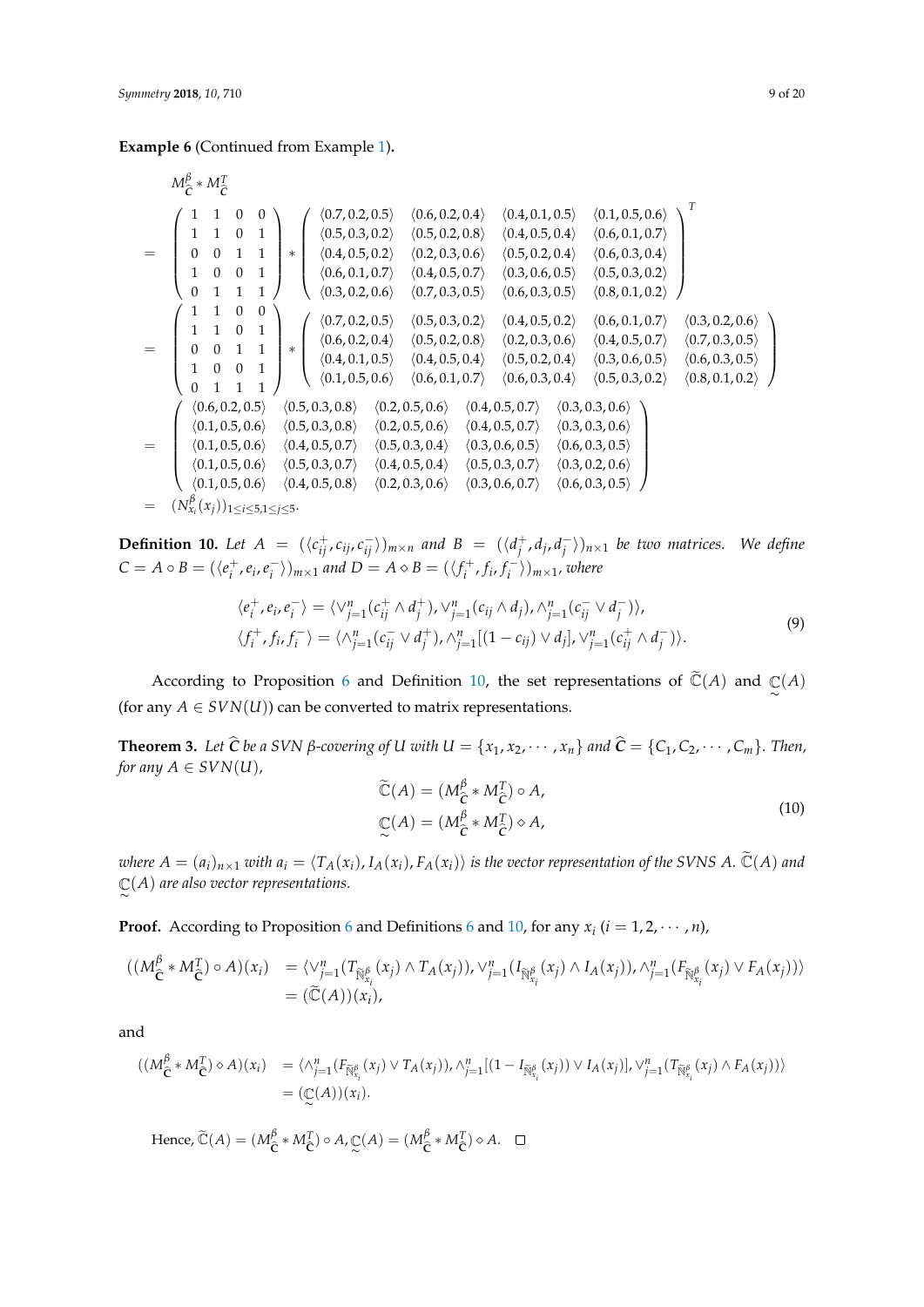**Example 6** (Continued from Example 1)**.**

$$
\begin{aligned}
& M_{\widehat{C}}^{\beta} * M_{\widehat{C}}^{T} \\
= & \begin{pmatrix} 1 & 1 & 0 & 0 \\ 1 & 1 & 0 & 1 \\ 0 & 0 & 1 & 1 \\ 1 & 0 & 0 & 1 \\ 0 & 1 & 1 & 1 \end{pmatrix} * \begin{pmatrix} \langle 0.7,0.2,0.5\rangle & \langle 0.6,0.2,0.4\rangle & \langle 0.4,0.1,0.5\rangle & \langle 0.1,0.5,0.6\rangle \\ \langle 0.5,0.3,0.2\rangle & \langle 0.5,0.2,0.8\rangle & \langle 0.4,0.5,0.4\rangle & \langle 0.6,0.1,0.7\rangle \\ \langle 0.4,0.5,0.2\rangle & \langle 0.2,0.3,0.6\rangle & \langle 0.5,0.2,0.4\rangle & \langle 0.6,0.3,0.4\rangle \\ \langle 0.6,0.1,0.7\rangle & \langle 0.4,0.5,0.7\rangle & \langle 0.3,0.6,0.5\rangle & \langle 0.5,0.3,0.2\rangle \\ \langle 0.3,0.2,0.6\rangle & \langle 0.7,0.3,0.5\rangle & \langle 0.6,0.3,0.5\rangle & \langle 0.8,0.1,0.2\rangle \end{pmatrix}^{T} \\
= & \begin{pmatrix} 1 & 1 & 0 & 0 \\ 1 & 1 & 0 & 1 \\ 0 & 0 & 1 & 1 \\ 1 & 0 & 0 & 1 \\ 0 & 1 & 1 & 1 \end{pmatrix} * \begin{pmatrix} \langle 0.7,0.2,0.5\rangle & \langle 0.5,0.3,0.2\rangle & \langle 0.4,0.5,0.2\rangle & \langle 0.6,0.1,0.7\rangle & \langle 0.3,0.2,0.6\rangle \\ \langle 0.6,0.2,0.4\rangle & \langle 0.5,0.2,0.8\rangle & \langle 0.2,0.3,0.6\rangle & \langle 0.4,0.5,0.7\rangle & \langle 0.7,0.3,0.5\rangle \\ \langle 0.4,0.1,0.5\rangle & \langle 0.4,0.5,0.4\rangle & \langle 0.5,0.2,0.4\rangle & \langle 0.3,0.6,0.5\rangle & \langle 0.6,0.3,0.5\rangle \\ \langle 0.1,0.5,0.6\rangle & \langle 0.6,0.1,0.7\rangle & \langle 0.6,0.3,0.4\rangle & \langle 0.5,0.3,0.2\rangle & \langle 0.8,0.1,0.2\rangle \end{pmatrix} \\
= & \begin{pmatrix} \langle 0.6,0.2,0.5\rangle & \langle 0.5,0.3,0.8\rangle & \langle 0.2,0.5,0.6\rangle & \langle 0.4,0.5,0.7\rangle & \langle 0.3,0.3,0.6\rangle \\ \langle 0.1,0.5,0.6\rangle & \langle 0.5,0.3,0.8\rangle & \langle 0.2,0.5,0.6\rangle & \langle 0.4,0.5,0.7\rangle & \langle 0.3,0.3,0.6\rangle \\ \langle 0.1,0.5,0.6\rangle & \langle 0.4,0.5,0.7\rangle & \langle 0.5,0.3,0.4\rangle & \langle 0.3,0.6,0.5\rangle & \langle 0.6,0.3,0.5\rangle \\ \langle 0.1,0.5,0.6\rangle & \langle 0.5,0.3,0.7\rangle & \langle 0.4,0.5,0.4\rangle & \langle 0.5,0.3,0.7\rangle & \langle 0.3,0.2,0.6\rangle \\ \langle 0.1,0.5,0.6\rangle & \langle 0.4,0.5,0.8\rangle & \langle 0.2,0.3,0.6\rangle & \langle 0.3,0.6,0.7\rangle & \langle 0.6,0.3,0.5\rangle \end{pmatrix} \\
= & (N_{x_i}^{\beta}(x_j))_{1\le i\le 5, 1\le j\le 5}.
\end{aligned}
$$

**Definition 10.** *Let $A = (\langle c_{ij}^{+}, c_{ij}, c_{ij}^{-}\rangle)_{m\times n}$ and $B = (\langle d_j^{+}, d_j, d_j^{-}\rangle)_{n\times 1}$ be two matrices. We define $C = A \circ B = (\langle e_i^{+}, e_i, e_i^{-}\rangle)_{m\times 1}$ and $D = A \diamond B = (\langle f_i^{+}, f_i, f_i^{-}\rangle)_{m\times 1}$, where*

$$
\begin{aligned}
\langle e_i^{+}, e_i, e_i^{-}\rangle &= \langle \vee_{j=1}^{n}(c_{ij}^{+} \wedge d_j^{+}), \vee_{j=1}^{n}(c_{ij} \wedge d_j), \wedge_{j=1}^{n}(c_{ij}^{-} \vee d_j^{-})\rangle, \\
\langle f_i^{+}, f_i, f_i^{-}\rangle &= \langle \wedge_{j=1}^{n}(c_{ij}^{-} \vee d_j^{+}), \wedge_{j=1}^{n}[(1-c_{ij}) \vee d_j], \vee_{j=1}^{n}(c_{ij}^{+} \wedge d_j^{-})\rangle.
\end{aligned} \tag{9}
$$

According to Proposition 6 and Definition 10, the set representations of $\widetilde{\mathbb{C}}(A)$ and $\underset{\sim}{\mathbb{C}}(A)$ (for any $A \in SVN(U)$) can be converted to matrix representations.

**Theorem 3.** *Let $\widehat{C}$ be a SVN β-covering of $U$ with $U = \{x_1, x_2, \cdots, x_n\}$ and $\widehat{C} = \{C_1, C_2, \cdots, C_m\}$. Then, for any $A \in SVN(U)$,*

$$
\begin{aligned}
\widetilde{\mathbb{C}}(A) &= (M_{\widehat{C}}^{\beta} * M_{\widehat{C}}^{T}) \circ A, \\
\underset{\sim}{\mathbb{C}}(A) &= (M_{\widehat{C}}^{\beta} * M_{\widehat{C}}^{T}) \diamond A,
\end{aligned} \tag{10}
$$

*where $A = (a_i)_{n\times 1}$ with $a_i = \langle T_A(x_i), I_A(x_i), F_A(x_i)\rangle$ is the vector representation of the SVNS $A$. $\widetilde{\mathbb{C}}(A)$ and $\underset{\sim}{\mathbb{C}}(A)$ are also vector representations.*

**Proof.** According to Proposition 6 and Definitions 6 and 10, for any $x_i$ $(i = 1, 2, \cdots, n)$,

$$
\begin{aligned}
((M_{\widehat{C}}^{\beta} * M_{\widehat{C}}^{T}) \circ A)(x_i) &= \langle \vee_{j=1}^{n}(T_{\widetilde{\mathbb{N}}_{x_i}^{\beta}}(x_j) \wedge T_A(x_j)), \vee_{j=1}^{n}(I_{\widetilde{\mathbb{N}}_{x_i}^{\beta}}(x_j) \wedge I_A(x_j)), \wedge_{j=1}^{n}(F_{\widetilde{\mathbb{N}}_{x_i}^{\beta}}(x_j) \vee F_A(x_j))\rangle \\
&= (\widetilde{\mathbb{C}}(A))(x_i),
\end{aligned}
$$

and

$$
\begin{aligned}
((M_{\widehat{C}}^{\beta} * M_{\widehat{C}}^{T}) \diamond A)(x_i) &= \langle \wedge_{j=1}^{n}(F_{\widetilde{\mathbb{N}}_{x_i}^{\beta}}(x_j) \vee T_A(x_j)), \wedge_{j=1}^{n}[(1 - I_{\widetilde{\mathbb{N}}_{x_i}^{\beta}}(x_j)) \vee I_A(x_j)], \vee_{j=1}^{n}(T_{\widetilde{\mathbb{N}}_{x_i}^{\beta}}(x_j) \wedge F_A(x_j))\rangle \\
&= (\underset{\sim}{\mathbb{C}}(A))(x_i).
\end{aligned}
$$

Hence, $\widetilde{\mathbb{C}}(A) = (M_{\widehat{C}}^{\beta} * M_{\widehat{C}}^{T}) \circ A$, $\underset{\sim}{\mathbb{C}}(A) = (M_{\widehat{C}}^{\beta} * M_{\widehat{C}}^{T}) \diamond A$. $\square$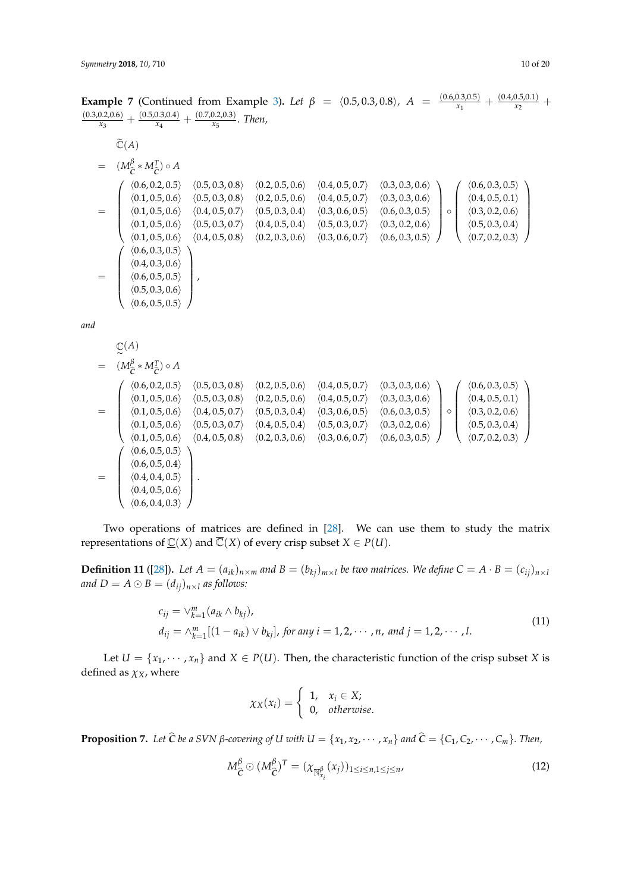**Example 7** (Continued from Example 3)**.** *Let* $\beta = \langle 0.5, 0.3, 0.8\rangle$*,* $A = \frac{\langle 0.6,0.3,0.5\rangle}{x_1} + \frac{\langle 0.4,0.5,0.1\rangle}{x_2} + \frac{\langle 0.3,0.2,0.6\rangle}{x_3} + \frac{\langle 0.5,0.3,0.4\rangle}{x_4} + \frac{\langle 0.7,0.2,0.3\rangle}{x_5}$*. Then,*

$$
\begin{aligned}
& \widetilde{\mathbb{C}}(A) \\
= \ & (M^{\beta}_{\widehat{\mathbf{C}}} * M^{T}_{\widehat{\mathbf{C}}}) \circ A \\
= \ & \begin{pmatrix}
\langle 0.6,0.2,0.5\rangle & \langle 0.5,0.3,0.8\rangle & \langle 0.2,0.5,0.6\rangle & \langle 0.4,0.5,0.7\rangle & \langle 0.3,0.3,0.6\rangle \\
\langle 0.1,0.5,0.6\rangle & \langle 0.5,0.3,0.8\rangle & \langle 0.2,0.5,0.6\rangle & \langle 0.4,0.5,0.7\rangle & \langle 0.3,0.3,0.6\rangle \\
\langle 0.1,0.5,0.6\rangle & \langle 0.4,0.5,0.7\rangle & \langle 0.5,0.3,0.4\rangle & \langle 0.3,0.6,0.5\rangle & \langle 0.6,0.3,0.5\rangle \\
\langle 0.1,0.5,0.6\rangle & \langle 0.5,0.3,0.7\rangle & \langle 0.4,0.5,0.4\rangle & \langle 0.5,0.3,0.7\rangle & \langle 0.3,0.2,0.6\rangle \\
\langle 0.1,0.5,0.6\rangle & \langle 0.4,0.5,0.8\rangle & \langle 0.2,0.3,0.6\rangle & \langle 0.3,0.6,0.7\rangle & \langle 0.6,0.3,0.5\rangle
\end{pmatrix} \circ \begin{pmatrix}
\langle 0.6,0.3,0.5\rangle \\
\langle 0.4,0.5,0.1\rangle \\
\langle 0.3,0.2,0.6\rangle \\
\langle 0.5,0.3,0.4\rangle \\
\langle 0.7,0.2,0.3\rangle
\end{pmatrix} \\
= \ & \begin{pmatrix}
\langle 0.6,0.3,0.5\rangle \\
\langle 0.4,0.3,0.6\rangle \\
\langle 0.6,0.5,0.5\rangle \\
\langle 0.5,0.3,0.6\rangle \\
\langle 0.6,0.5,0.5\rangle
\end{pmatrix},
\end{aligned}
$$

*and*

$$
\begin{aligned}
& \underset{\sim}{\mathbb{C}}(A) \\
= \ & (M^{\beta}_{\widehat{\mathbf{C}}} * M^{T}_{\widehat{\mathbf{C}}}) \diamond A \\
= \ & \begin{pmatrix}
\langle 0.6,0.2,0.5\rangle & \langle 0.5,0.3,0.8\rangle & \langle 0.2,0.5,0.6\rangle & \langle 0.4,0.5,0.7\rangle & \langle 0.3,0.3,0.6\rangle \\
\langle 0.1,0.5,0.6\rangle & \langle 0.5,0.3,0.8\rangle & \langle 0.2,0.5,0.6\rangle & \langle 0.4,0.5,0.7\rangle & \langle 0.3,0.3,0.6\rangle \\
\langle 0.1,0.5,0.6\rangle & \langle 0.4,0.5,0.7\rangle & \langle 0.5,0.3,0.4\rangle & \langle 0.3,0.6,0.5\rangle & \langle 0.6,0.3,0.5\rangle \\
\langle 0.1,0.5,0.6\rangle & \langle 0.5,0.3,0.7\rangle & \langle 0.4,0.5,0.4\rangle & \langle 0.5,0.3,0.7\rangle & \langle 0.3,0.2,0.6\rangle \\
\langle 0.1,0.5,0.6\rangle & \langle 0.4,0.5,0.8\rangle & \langle 0.2,0.3,0.6\rangle & \langle 0.3,0.6,0.7\rangle & \langle 0.6,0.3,0.5\rangle
\end{pmatrix} \diamond \begin{pmatrix}
\langle 0.6,0.3,0.5\rangle \\
\langle 0.4,0.5,0.1\rangle \\
\langle 0.3,0.2,0.6\rangle \\
\langle 0.5,0.3,0.4\rangle \\
\langle 0.7,0.2,0.3\rangle
\end{pmatrix} \\
= \ & \begin{pmatrix}
\langle 0.6,0.5,0.5\rangle \\
\langle 0.6,0.5,0.4\rangle \\
\langle 0.4,0.4,0.5\rangle \\
\langle 0.4,0.5,0.6\rangle \\
\langle 0.6,0.4,0.3\rangle
\end{pmatrix}.
\end{aligned}
$$

Two operations of matrices are defined in [28]. We can use them to study the matrix representations of $\underline{\mathbb{C}}(X)$ and $\overline{\mathbb{C}}(X)$ of every crisp subset $X \in P(U)$.

**Definition 11** ([28])**.** *Let* $A = (a_{ik})_{n\times m}$ *and* $B = (b_{kj})_{m\times l}$ *be two matrices. We define* $C = A \cdot B = (c_{ij})_{n\times l}$ *and* $D = A \odot B = (d_{ij})_{n\times l}$ *as follows:*

$$
\begin{aligned}
& c_{ij} = \vee_{k=1}^{m}(a_{ik} \wedge b_{kj}), \\
& d_{ij} = \wedge_{k=1}^{m}[(1-a_{ik}) \vee b_{kj}], \text{ for any } i = 1,2,\cdots,n, \text{ and } j = 1,2,\cdots,l.
\end{aligned} \tag{11}
$$

Let $U = \{x_1, \cdots, x_n\}$ and $X \in P(U)$. Then, the characteristic function of the crisp subset $X$ is defined as $\chi_X$, where

$$
\chi_X(x_i) = \begin{cases} 1, & x_i \in X; \\ 0, & \text{otherwise}. \end{cases}
$$

**Proposition 7.** *Let* $\widehat{\mathbf{C}}$ *be a SVN* $\beta$*-covering of* $U$ *with* $U = \{x_1, x_2, \cdots, x_n\}$ *and* $\widehat{\mathbf{C}} = \{C_1, C_2, \cdots, C_m\}$*. Then,*

$$
M^{\beta}_{\widehat{\mathbf{C}}} \odot (M^{\beta}_{\widehat{\mathbf{C}}})^{T} = (\chi_{\overline{\mathbb{N}}^{\beta}_{x_i}}(x_j))_{1\le i\le n, 1\le j\le n}, \tag{12}
$$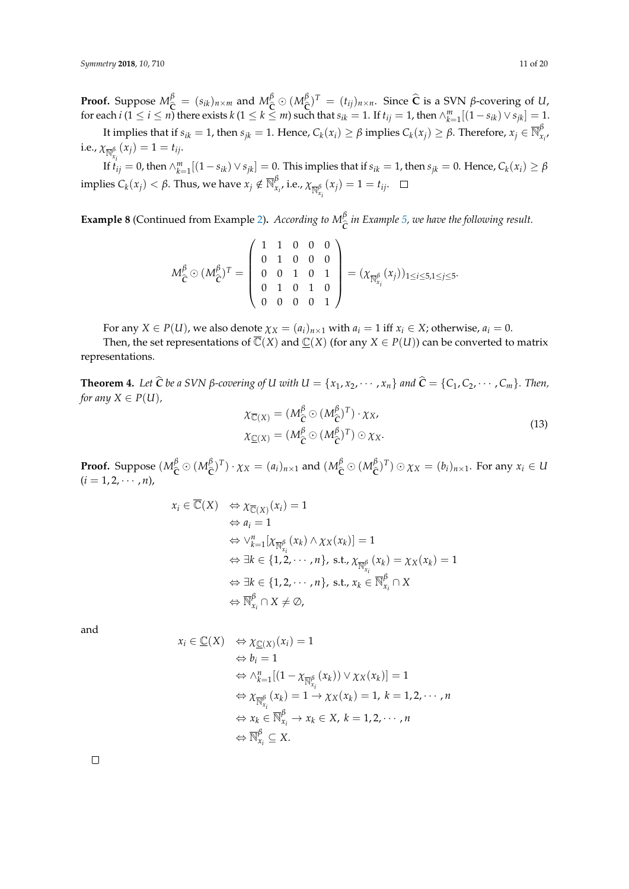**Proof.** Suppose $M_{\widehat{\mathbf{C}}}^{\beta} = (s_{ik})_{n\times m}$ and $M_{\widehat{\mathbf{C}}}^{\beta} \odot (M_{\widehat{\mathbf{C}}}^{\beta})^T = (t_{ij})_{n\times n}$. Since $\widehat{\mathbf{C}}$ is a SVN $\beta$-covering of $U$, for each $i$ ($1 \leq i \leq n$) there exists $k$ ($1 \leq k \leq m$) such that $s_{ik} = 1$. If $t_{ij} = 1$, then $\wedge_{k=1}^{m}[(1 - s_{ik}) \vee s_{jk}] = 1$.

It implies that if $s_{ik} = 1$, then $s_{jk} = 1$. Hence, $C_k(x_i) \geq \beta$ implies $C_k(x_j) \geq \beta$. Therefore, $x_j \in \overline{\mathbb{N}}_{x_i}^{\beta}$, i.e., $\chi_{\overline{\mathbb{N}}_{x_i}^{\beta}}(x_j) = 1 = t_{ij}$.

If $t_{ij} = 0$, then $\wedge_{k=1}^{m}[(1 - s_{ik}) \vee s_{jk}] = 0$. This implies that if $s_{ik} = 1$, then $s_{jk} = 0$. Hence, $C_k(x_i) \geq \beta$ implies $C_k(x_j) < \beta$. Thus, we have $x_j \notin \overline{\mathbb{N}}_{x_i}^{\beta}$, i.e., $\chi_{\overline{\mathbb{N}}_{x_i}^{\beta}}(x_j) = 1 = t_{ij}$. □

**Example 8** (Continued from Example 2)**.** *According to $M_{\widehat{\mathbf{C}}}^{\beta}$ in Example 5, we have the following result.*

$$M_{\widehat{\mathbf{C}}}^{\beta} \odot (M_{\widehat{\mathbf{C}}}^{\beta})^T = \begin{pmatrix} 1 & 1 & 0 & 0 & 0 \\ 0 & 1 & 0 & 0 & 0 \\ 0 & 0 & 1 & 0 & 1 \\ 0 & 1 & 0 & 1 & 0 \\ 0 & 0 & 0 & 0 & 1 \end{pmatrix} = (\chi_{\overline{\mathbb{N}}_{x_i}^{\beta}}(x_j))_{1\leq i\leq 5, 1\leq j\leq 5}.$$

For any $X \in P(U)$, we also denote $\chi_X = (a_i)_{n\times 1}$ with $a_i = 1$ iff $x_i \in X$; otherwise, $a_i = 0$.

Then, the set representations of $\overline{\mathbb{C}}(X)$ and $\underline{\mathbb{C}}(X)$ (for any $X \in P(U)$) can be converted to matrix representations.

**Theorem 4.** *Let $\widehat{\mathbf{C}}$ be a SVN $\beta$-covering of $U$ with $U = \{x_1, x_2, \cdots, x_n\}$ and $\widehat{\mathbf{C}} = \{C_1, C_2, \cdots, C_m\}$. Then, for any $X \in P(U)$,*

$$\begin{aligned} \chi_{\overline{\mathbb{C}}(X)} &= (M_{\widehat{\mathbf{C}}}^{\beta} \odot (M_{\widehat{\mathbf{C}}}^{\beta})^T) \cdot \chi_X, \\ \chi_{\underline{\mathbb{C}}(X)} &= (M_{\widehat{\mathbf{C}}}^{\beta} \odot (M_{\widehat{\mathbf{C}}}^{\beta})^T) \odot \chi_X. \end{aligned} \tag{13}$$

**Proof.** Suppose $(M_{\widehat{\mathbf{C}}}^{\beta} \odot (M_{\widehat{\mathbf{C}}}^{\beta})^T) \cdot \chi_X = (a_i)_{n\times 1}$ and $(M_{\widehat{\mathbf{C}}}^{\beta} \odot (M_{\widehat{\mathbf{C}}}^{\beta})^T) \odot \chi_X = (b_i)_{n\times 1}$. For any $x_i \in U$ ($i = 1, 2, \cdots, n$),

$$\begin{aligned} x_i \in \overline{\mathbb{C}}(X) &\Leftrightarrow \chi_{\overline{\mathbb{C}}(X)}(x_i) = 1 \\ &\Leftrightarrow a_i = 1 \\ &\Leftrightarrow \vee_{k=1}^{n}[\chi_{\overline{\mathbb{N}}_{x_i}^{\beta}}(x_k) \wedge \chi_X(x_k)] = 1 \\ &\Leftrightarrow \exists k \in \{1, 2, \cdots, n\}, \text{ s.t., } \chi_{\overline{\mathbb{N}}_{x_i}^{\beta}}(x_k) = \chi_X(x_k) = 1 \\ &\Leftrightarrow \exists k \in \{1, 2, \cdots, n\}, \text{ s.t., } x_k \in \overline{\mathbb{N}}_{x_i}^{\beta} \cap X \\ &\Leftrightarrow \overline{\mathbb{N}}_{x_i}^{\beta} \cap X \neq \emptyset, \end{aligned}$$

and

$$\begin{aligned} x_i \in \underline{\mathbb{C}}(X) &\Leftrightarrow \chi_{\underline{\mathbb{C}}(X)}(x_i) = 1 \\ &\Leftrightarrow b_i = 1 \\ &\Leftrightarrow \wedge_{k=1}^{n}[(1 - \chi_{\overline{\mathbb{N}}_{x_i}^{\beta}}(x_k)) \vee \chi_X(x_k)] = 1 \\ &\Leftrightarrow \chi_{\overline{\mathbb{N}}_{x_i}^{\beta}}(x_k) = 1 \rightarrow \chi_X(x_k) = 1, \ k = 1, 2, \cdots, n \\ &\Leftrightarrow x_k \in \overline{\mathbb{N}}_{x_i}^{\beta} \rightarrow x_k \in X, \ k = 1, 2, \cdots, n \\ &\Leftrightarrow \overline{\mathbb{N}}_{x_i}^{\beta} \subseteq X. \end{aligned}$$

□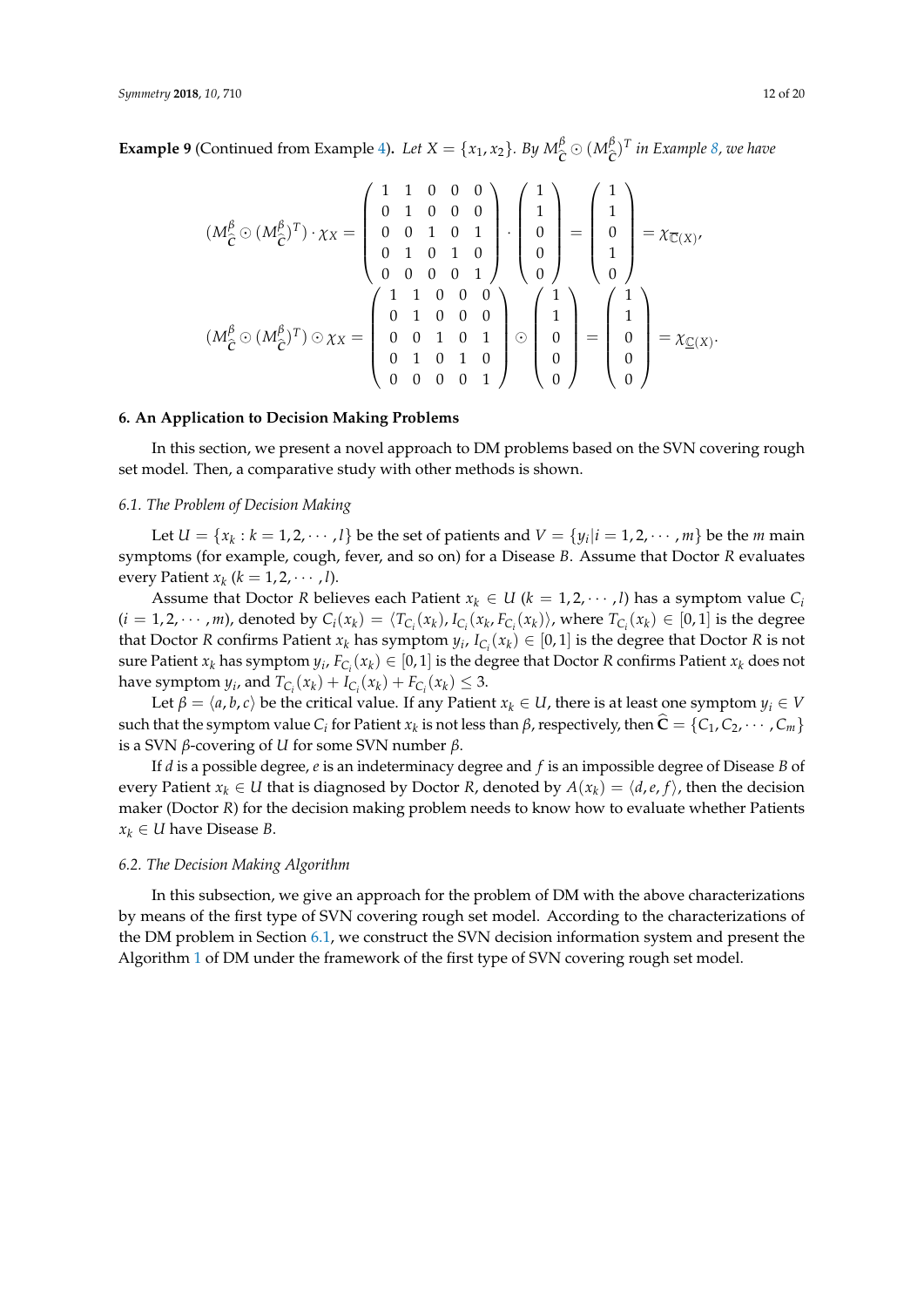**Example 9** (Continued from Example 4)**.** *Let $X = \{x_1, x_2\}$. By $M^{\beta}_{\widehat{\mathbf{C}}} \odot (M^{\beta}_{\widehat{\mathbf{C}}})^T$ in Example 8, we have*

$$(M^{\beta}_{\widehat{\mathbf{C}}} \odot (M^{\beta}_{\widehat{\mathbf{C}}})^T) \cdot \chi_X = \begin{pmatrix} 1 & 1 & 0 & 0 & 0 \\ 0 & 1 & 0 & 0 & 0 \\ 0 & 0 & 1 & 0 & 1 \\ 0 & 1 & 0 & 1 & 0 \\ 0 & 0 & 0 & 0 & 1 \end{pmatrix} \cdot \begin{pmatrix} 1 \\ 1 \\ 0 \\ 0 \\ 0 \end{pmatrix} = \begin{pmatrix} 1 \\ 1 \\ 0 \\ 1 \\ 0 \end{pmatrix} = \chi_{\overline{\mathbb{C}}(X)},$$

$$(M^{\beta}_{\widehat{\mathbf{C}}} \odot (M^{\beta}_{\widehat{\mathbf{C}}})^T) \odot \chi_X = \begin{pmatrix} 1 & 1 & 0 & 0 & 0 \\ 0 & 1 & 0 & 0 & 0 \\ 0 & 0 & 1 & 0 & 1 \\ 0 & 1 & 0 & 1 & 0 \\ 0 & 0 & 0 & 0 & 1 \end{pmatrix} \odot \begin{pmatrix} 1 \\ 1 \\ 0 \\ 0 \\ 0 \end{pmatrix} = \begin{pmatrix} 1 \\ 1 \\ 0 \\ 0 \\ 0 \end{pmatrix} = \chi_{\underline{\mathbb{C}}(X)}.$$

## 6. An Application to Decision Making Problems

In this section, we present a novel approach to DM problems based on the SVN covering rough set model. Then, a comparative study with other methods is shown.

### 6.1. The Problem of Decision Making

Let $U = \{x_k : k = 1, 2, \cdots, l\}$ be the set of patients and $V = \{y_i | i = 1, 2, \cdots, m\}$ be the $m$ main symptoms (for example, cough, fever, and so on) for a Disease $B$. Assume that Doctor $R$ evaluates every Patient $x_k$ ($k = 1, 2, \cdots, l$).

Assume that Doctor $R$ believes each Patient $x_k \in U$ ($k = 1, 2, \cdots, l$) has a symptom value $C_i$ ($i = 1, 2, \cdots, m$), denoted by $C_i(x_k) = \langle T_{C_i}(x_k), I_{C_i}(x_k, F_{C_i}(x_k)\rangle$, where $T_{C_i}(x_k) \in [0, 1]$ is the degree that Doctor $R$ confirms Patient $x_k$ has symptom $y_i$, $I_{C_i}(x_k) \in [0, 1]$ is the degree that Doctor $R$ is not sure Patient $x_k$ has symptom $y_i$, $F_{C_i}(x_k) \in [0, 1]$ is the degree that Doctor $R$ confirms Patient $x_k$ does not have symptom $y_i$, and $T_{C_i}(x_k) + I_{C_i}(x_k) + F_{C_i}(x_k) \leq 3$.

Let $\beta = \langle a, b, c\rangle$ be the critical value. If any Patient $x_k \in U$, there is at least one symptom $y_i \in V$ such that the symptom value $C_i$ for Patient $x_k$ is not less than $\beta$, respectively, then $\widehat{\mathbf{C}} = \{C_1, C_2, \cdots, C_m\}$ is a SVN $\beta$-covering of $U$ for some SVN number $\beta$.

If $d$ is a possible degree, $e$ is an indeterminacy degree and $f$ is an impossible degree of Disease $B$ of every Patient $x_k \in U$ that is diagnosed by Doctor $R$, denoted by $A(x_k) = \langle d, e, f\rangle$, then the decision maker (Doctor $R$) for the decision making problem needs to know how to evaluate whether Patients $x_k \in U$ have Disease $B$.

### 6.2. The Decision Making Algorithm

In this subsection, we give an approach for the problem of DM with the above characterizations by means of the first type of SVN covering rough set model. According to the characterizations of the DM problem in Section 6.1, we construct the SVN decision information system and present the Algorithm 1 of DM under the framework of the first type of SVN covering rough set model.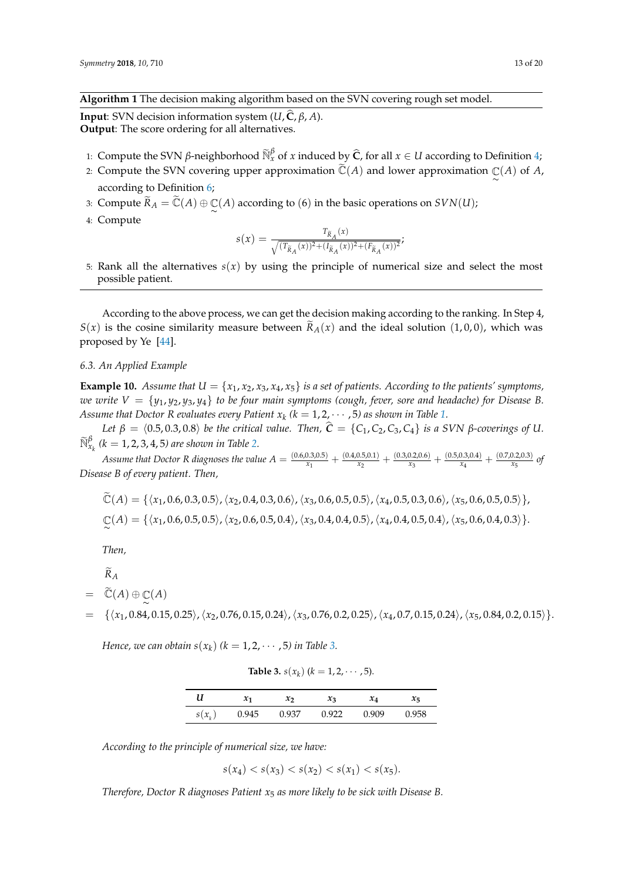**Algorithm 1** The decision making algorithm based on the SVN covering rough set model.

**Input**: SVN decision information system $(U, \widehat{\mathbf{C}}, \beta, A)$.
**Output**: The score ordering for all alternatives.

1. Compute the SVN $\beta$-neighborhood $\widetilde{\mathbb{N}}_x^{\beta}$ of $x$ induced by $\widehat{\mathbf{C}}$, for all $x \in U$ according to Definition 4;
2. Compute the SVN covering upper approximation $\widetilde{\mathbb{C}}(A)$ and lower approximation $\underset{\sim}{\mathbb{C}}(A)$ of $A$, according to Definition 6;
3. Compute $\widetilde{R}_A = \widetilde{\mathbb{C}}(A) \oplus \underset{\sim}{\mathbb{C}}(A)$ according to (6) in the basic operations on $SVN(U)$;
4. Compute
$$s(x) = \frac{T_{\widetilde{R}_A}(x)}{\sqrt{(T_{\widetilde{R}_A}(x))^2 + (I_{\widetilde{R}_A}(x))^2 + (F_{\widetilde{R}_A}(x))^2}};$$
5. Rank all the alternatives $s(x)$ by using the principle of numerical size and select the most possible patient.

According to the above process, we can get the decision making according to the ranking. In Step 4, $S(x)$ is the cosine similarity measure between $\widetilde{R}_A(x)$ and the ideal solution $(1, 0, 0)$, which was proposed by Ye [44].

### 6.3. An Applied Example

**Example 10.** *Assume that $U = \{x_1, x_2, x_3, x_4, x_5\}$ is a set of patients. According to the patients' symptoms, we write $V = \{y_1, y_2, y_3, y_4\}$ to be four main symptoms (cough, fever, sore and headache) for Disease B. Assume that Doctor R evaluates every Patient $x_k$ ($k = 1, 2, \cdots, 5$) as shown in Table 1.*

*Let $\beta = \langle 0.5, 0.3, 0.8 \rangle$ be the critical value. Then, $\widehat{\mathbf{C}} = \{C_1, C_2, C_3, C_4\}$ is a SVN $\beta$-coverings of $U$. $\widetilde{\mathbb{N}}_{x_k}^{\beta}$ ($k = 1, 2, 3, 4, 5$) are shown in Table 2.*

*Assume that Doctor R diagnoses the value $A = \frac{(0.6,0.3,0.5)}{x_1} + \frac{(0.4,0.5,0.1)}{x_2} + \frac{(0.3,0.2,0.6)}{x_3} + \frac{(0.5,0.3,0.4)}{x_4} + \frac{(0.7,0.2,0.3)}{x_5}$ of Disease B of every patient. Then,*

$$\widetilde{\mathbb{C}}(A) = \{\langle x_1, 0.6, 0.3, 0.5\rangle, \langle x_2, 0.4, 0.3, 0.6\rangle, \langle x_3, 0.6, 0.5, 0.5\rangle, \langle x_4, 0.5, 0.3, 0.6\rangle, \langle x_5, 0.6, 0.5, 0.5\rangle\},$$
$$\underset{\sim}{\mathbb{C}}(A) = \{\langle x_1, 0.6, 0.5, 0.5\rangle, \langle x_2, 0.6, 0.5, 0.4\rangle, \langle x_3, 0.4, 0.4, 0.5\rangle, \langle x_4, 0.4, 0.5, 0.4\rangle, \langle x_5, 0.6, 0.4, 0.3\rangle\}.$$

*Then,*

$$\begin{aligned} & \widetilde{R}_A \\ = \; & \widetilde{\mathbb{C}}(A) \oplus \underset{\sim}{\mathbb{C}}(A) \\ = \; & \{\langle x_1, 0.84, 0.15, 0.25\rangle, \langle x_2, 0.76, 0.15, 0.24\rangle, \langle x_3, 0.76, 0.2, 0.25\rangle, \langle x_4, 0.7, 0.15, 0.24\rangle, \langle x_5, 0.84, 0.2, 0.15\rangle\}. \end{aligned}$$

*Hence, we can obtain $s(x_k)$ ($k = 1, 2, \cdots, 5$) in Table 3.*

**Table 3.** $s(x_k)$ ($k = 1, 2, \cdots, 5$).

| $U$ | $x_1$ | $x_2$ | $x_3$ | $x_4$ | $x_5$ |
|---|---|---|---|---|---|
| $s(x_k)$ | 0.945 | 0.937 | 0.922 | 0.909 | 0.958 |

*According to the principle of numerical size, we have:*

$$s(x_4) < s(x_3) < s(x_2) < s(x_1) < s(x_5).$$

*Therefore, Doctor R diagnoses Patient $x_5$ as more likely to be sick with Disease B.*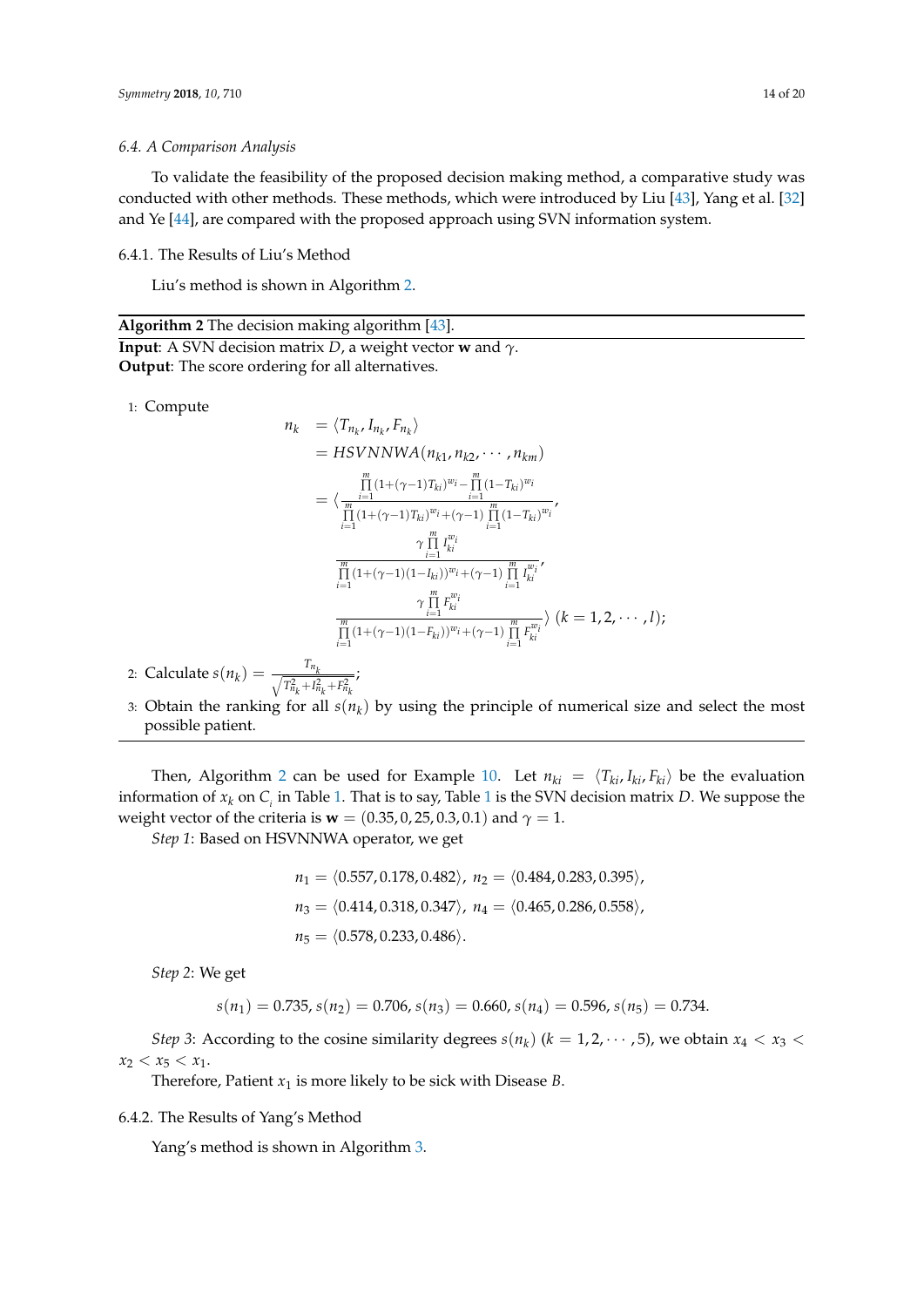### 6.4. A Comparison Analysis

To validate the feasibility of the proposed decision making method, a comparative study was conducted with other methods. These methods, which were introduced by Liu [43], Yang et al. [32] and Ye [44], are compared with the proposed approach using SVN information system.

#### 6.4.1. The Results of Liu's Method

Liu's method is shown in Algorithm 2.

---

**Algorithm 2** The decision making algorithm [43].

---

**Input**: A SVN decision matrix $D$, a weight vector $\mathbf{w}$ and $\gamma$.
**Output**: The score ordering for all alternatives.

1: Compute

$$
\begin{aligned}
n_k &= \langle T_{n_k}, I_{n_k}, F_{n_k} \rangle \\
&= HSVNNWA(n_{k1}, n_{k2}, \cdots, n_{km}) \\
&= \langle \frac{\prod_{i=1}^{m}(1+(\gamma-1)T_{ki})^{w_i} - \prod_{i=1}^{m}(1-T_{ki})^{w_i}}{\prod_{i=1}^{m}(1+(\gamma-1)T_{ki})^{w_i} + (\gamma-1)\prod_{i=1}^{m}(1-T_{ki})^{w_i}}, \\
&\quad \frac{\gamma \prod_{i=1}^{m} I_{ki}^{w_i}}{\prod_{i=1}^{m}(1+(\gamma-1)(1-I_{ki}))^{w_i} + (\gamma-1)\prod_{i=1}^{m} I_{ki}^{w_i}}, \\
&\quad \frac{\gamma \prod_{i=1}^{m} F_{ki}^{w_i}}{\prod_{i=1}^{m}(1+(\gamma-1)(1-F_{ki}))^{w_i} + (\gamma-1)\prod_{i=1}^{m} F_{ki}^{w_i}} \rangle \ (k = 1, 2, \cdots, l);
\end{aligned}
$$

2: Calculate $s(n_k) = \frac{T_{n_k}}{\sqrt{T_{n_k}^2 + I_{n_k}^2 + F_{n_k}^2}}$;

3: Obtain the ranking for all $s(n_k)$ by using the principle of numerical size and select the most possible patient.

---

Then, Algorithm 2 can be used for Example 10. Let $n_{ki} = \langle T_{ki}, I_{ki}, F_{ki} \rangle$ be the evaluation information of $x_k$ on $C_i$ in Table 1. That is to say, Table 1 is the SVN decision matrix $D$. We suppose the weight vector of the criteria is $\mathbf{w} = (0.35, 0, 25, 0.3, 0.1)$ and $\gamma = 1$.

*Step 1*: Based on HSVNNWA operator, we get

$$
\begin{aligned}
&n_1 = \langle 0.557, 0.178, 0.482 \rangle, \ n_2 = \langle 0.484, 0.283, 0.395 \rangle, \\
&n_3 = \langle 0.414, 0.318, 0.347 \rangle, \ n_4 = \langle 0.465, 0.286, 0.558 \rangle, \\
&n_5 = \langle 0.578, 0.233, 0.486 \rangle.
\end{aligned}
$$

*Step 2*: We get

$$
s(n_1) = 0.735, s(n_2) = 0.706, s(n_3) = 0.660, s(n_4) = 0.596, s(n_5) = 0.734.
$$

*Step 3*: According to the cosine similarity degrees $s(n_k)$ $(k = 1, 2, \cdots, 5)$, we obtain $x_4 < x_3 < x_2 < x_5 < x_1$.

Therefore, Patient $x_1$ is more likely to be sick with Disease $B$.

#### 6.4.2. The Results of Yang's Method

Yang's method is shown in Algorithm 3.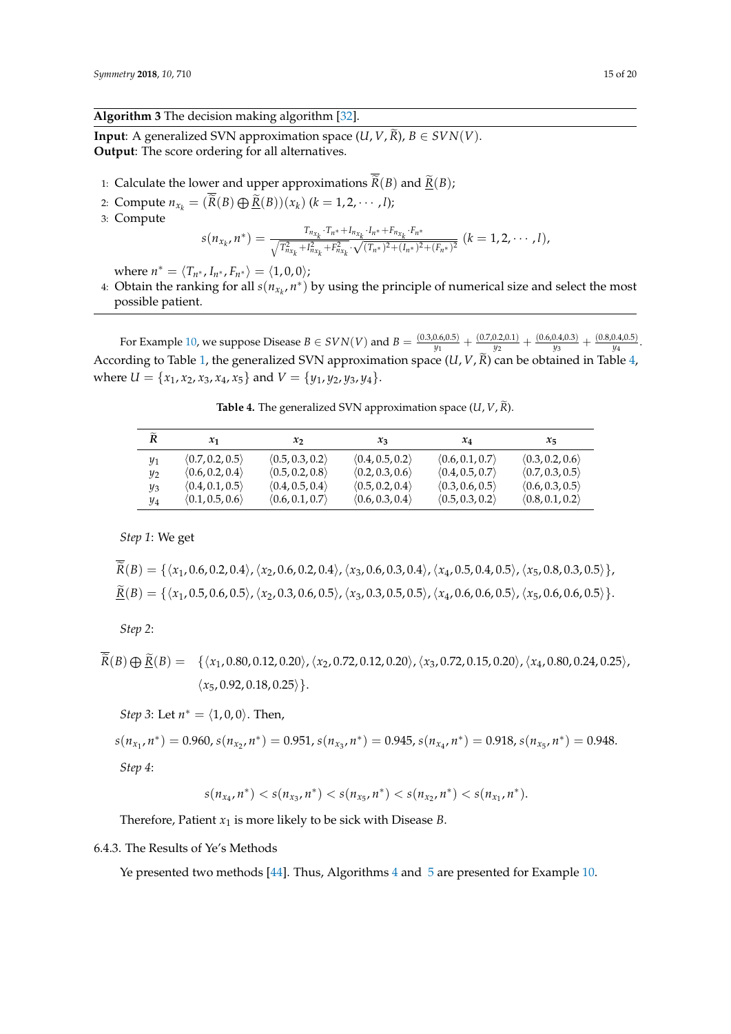**Algorithm 3** The decision making algorithm [32].

**Input**: A generalized SVN approximation space $(U, V, \widetilde{R})$, $B \in SVN(V)$.
**Output**: The score ordering for all alternatives.

1: Calculate the lower and upper approximations $\overline{\widetilde{R}}(B)$ and $\underline{\widetilde{R}}(B)$;
2: Compute $n_{x_k} = (\overline{\widetilde{R}}(B) \bigoplus \underline{\widetilde{R}}(B))(x_k)$ $(k = 1, 2, \cdots, l)$;
3: Compute

$$s(n_{x_k}, n^*) = \frac{T_{n_{x_k}} \cdot T_{n^*} + I_{n_{x_k}} \cdot I_{n^*} + F_{n_{x_k}} \cdot F_{n^*}}{\sqrt{T^2_{n_{x_k}} + I^2_{n_{x_k}} + F^2_{n_{x_k}}} \cdot \sqrt{(T_{n^*})^2 + (I_{n^*})^2 + (F_{n^*})^2}} \ (k = 1, 2, \cdots, l),$$

where $n^* = \langle T_{n^*}, I_{n^*}, F_{n^*} \rangle = \langle 1, 0, 0 \rangle$;
4: Obtain the ranking for all $s(n_{x_k}, n^*)$ by using the principle of numerical size and select the most possible patient.

For Example 10, we suppose Disease $B \in SVN(V)$ and $B = \frac{(0.3,0.6,0.5)}{y_1} + \frac{(0.7,0.2,0.1)}{y_2} + \frac{(0.6,0.4,0.3)}{y_3} + \frac{(0.8,0.4,0.5)}{y_4}$. According to Table 1, the generalized SVN approximation space $(U, V, \widetilde{R})$ can be obtained in Table 4, where $U = \{x_1, x_2, x_3, x_4, x_5\}$ and $V = \{y_1, y_2, y_3, y_4\}$.

**Table 4.** The generalized SVN approximation space $(U, V, \widetilde{R})$.

| $\widetilde{R}$ | $x_1$ | $x_2$ | $x_3$ | $x_4$ | $x_5$ |
|---|---|---|---|---|---|
| $y_1$ | $\langle 0.7, 0.2, 0.5 \rangle$ | $\langle 0.5, 0.3, 0.2 \rangle$ | $\langle 0.4, 0.5, 0.2 \rangle$ | $\langle 0.6, 0.1, 0.7 \rangle$ | $\langle 0.3, 0.2, 0.6 \rangle$ |
| $y_2$ | $\langle 0.6, 0.2, 0.4 \rangle$ | $\langle 0.5, 0.2, 0.8 \rangle$ | $\langle 0.2, 0.3, 0.6 \rangle$ | $\langle 0.4, 0.5, 0.7 \rangle$ | $\langle 0.7, 0.3, 0.5 \rangle$ |
| $y_3$ | $\langle 0.4, 0.1, 0.5 \rangle$ | $\langle 0.4, 0.5, 0.4 \rangle$ | $\langle 0.5, 0.2, 0.4 \rangle$ | $\langle 0.3, 0.6, 0.5 \rangle$ | $\langle 0.6, 0.3, 0.5 \rangle$ |
| $y_4$ | $\langle 0.1, 0.5, 0.6 \rangle$ | $\langle 0.6, 0.1, 0.7 \rangle$ | $\langle 0.6, 0.3, 0.4 \rangle$ | $\langle 0.5, 0.3, 0.2 \rangle$ | $\langle 0.8, 0.1, 0.2 \rangle$ |

*Step 1*: We get

$$\overline{\widetilde{R}}(B) = \{\langle x_1, 0.6, 0.2, 0.4 \rangle, \langle x_2, 0.6, 0.2, 0.4 \rangle, \langle x_3, 0.6, 0.3, 0.4 \rangle, \langle x_4, 0.5, 0.4, 0.5 \rangle, \langle x_5, 0.8, 0.3, 0.5 \rangle\},$$
$$\underline{\widetilde{R}}(B) = \{\langle x_1, 0.5, 0.6, 0.5 \rangle, \langle x_2, 0.3, 0.6, 0.5 \rangle, \langle x_3, 0.3, 0.5, 0.5 \rangle, \langle x_4, 0.6, 0.6, 0.5 \rangle, \langle x_5, 0.6, 0.6, 0.5 \rangle\}.$$

*Step 2*:

$$\overline{\widetilde{R}}(B) \bigoplus \underline{\widetilde{R}}(B) = \{\langle x_1, 0.80, 0.12, 0.20 \rangle, \langle x_2, 0.72, 0.12, 0.20 \rangle, \langle x_3, 0.72, 0.15, 0.20 \rangle, \langle x_4, 0.80, 0.24, 0.25 \rangle, \langle x_5, 0.92, 0.18, 0.25 \rangle\}.$$

*Step 3*: Let $n^* = \langle 1, 0, 0 \rangle$. Then,

$$s(n_{x_1}, n^*) = 0.960, s(n_{x_2}, n^*) = 0.951, s(n_{x_3}, n^*) = 0.945, s(n_{x_4}, n^*) = 0.918, s(n_{x_5}, n^*) = 0.948.$$

*Step 4*:

$$s(n_{x_4}, n^*) < s(n_{x_3}, n^*) < s(n_{x_5}, n^*) < s(n_{x_2}, n^*) < s(n_{x_1}, n^*).$$

Therefore, Patient $x_1$ is more likely to be sick with Disease $B$.

#### 6.4.3. The Results of Ye's Methods

Ye presented two methods [44]. Thus, Algorithms 4 and 5 are presented for Example 10.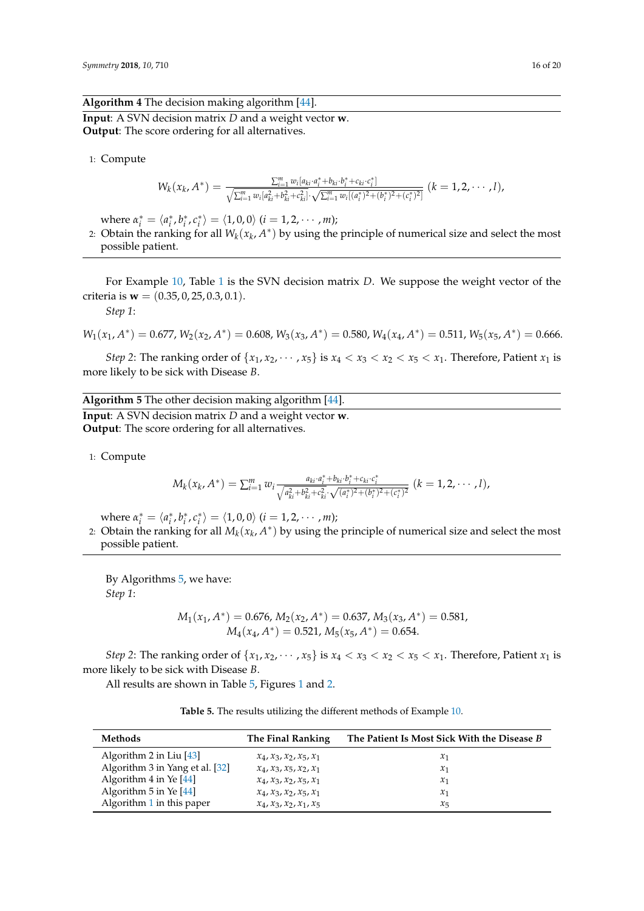**Algorithm 4** The decision making algorithm [44].

**Input**: A SVN decision matrix $D$ and a weight vector $\mathbf{w}$.
**Output**: The score ordering for all alternatives.

1: Compute

$$W_k(x_k, A^*) = \frac{\sum_{i=1}^{m} w_i [a_{ki} \cdot a_i^* + b_{ki} \cdot b_i^* + c_{ki} \cdot c_i^*]}{\sqrt{\sum_{i=1}^{m} w_i [a_{ki}^2 + b_{ki}^2 + c_{ki}^2]} \cdot \sqrt{\sum_{i=1}^{m} w_i [(a_i^*)^2 + (b_i^*)^2 + (c_i^*)^2]}} \ (k = 1, 2, \cdots, l),$$

where $\alpha_i^* = \langle a_i^*, b_i^*, c_i^* \rangle = \langle 1, 0, 0 \rangle$ $(i = 1, 2, \cdots, m)$;

2: Obtain the ranking for all $W_k(x_k, A^*)$ by using the principle of numerical size and select the most possible patient.

For Example 10, Table 1 is the SVN decision matrix $D$. We suppose the weight vector of the criteria is $\mathbf{w} = (0.35, 0, 25, 0.3, 0.1)$.

*Step 1*:

$W_1(x_1, A^*) = 0.677$, $W_2(x_2, A^*) = 0.608$, $W_3(x_3, A^*) = 0.580$, $W_4(x_4, A^*) = 0.511$, $W_5(x_5, A^*) = 0.666$.

*Step 2*: The ranking order of $\{x_1, x_2, \cdots, x_5\}$ is $x_4 < x_3 < x_2 < x_5 < x_1$. Therefore, Patient $x_1$ is more likely to be sick with Disease $B$.

**Algorithm 5** The other decision making algorithm [44].

**Input**: A SVN decision matrix $D$ and a weight vector $\mathbf{w}$.
**Output**: The score ordering for all alternatives.

1: Compute

$$M_k(x_k, A^*) = \sum_{i=1}^{m} w_i \frac{a_{ki} \cdot a_i^* + b_{ki} \cdot b_i^* + c_{ki} \cdot c_i^*}{\sqrt{a_{ki}^2 + b_{ki}^2 + c_{ki}^2} \cdot \sqrt{(a_i^*)^2 + (b_i^*)^2 + (c_i^*)^2}} \ (k = 1, 2, \cdots, l),$$

where $\alpha_i^* = \langle a_i^*, b_i^*, c_i^* \rangle = \langle 1, 0, 0 \rangle$ $(i = 1, 2, \cdots, m)$;

2: Obtain the ranking for all $M_k(x_k, A^*)$ by using the principle of numerical size and select the most possible patient.

By Algorithms 5, we have:

*Step 1*:

$$M_1(x_1, A^*) = 0.676, M_2(x_2, A^*) = 0.637, M_3(x_3, A^*) = 0.581,$$
$$M_4(x_4, A^*) = 0.521, M_5(x_5, A^*) = 0.654.$$

*Step 2*: The ranking order of $\{x_1, x_2, \cdots, x_5\}$ is $x_4 < x_3 < x_2 < x_5 < x_1$. Therefore, Patient $x_1$ is more likely to be sick with Disease $B$.

All results are shown in Table 5, Figures 1 and 2.

**Table 5.** The results utilizing the different methods of Example 10.

| Methods | The Final Ranking | The Patient Is Most Sick With the Disease $B$ |
|---|---|---|
| Algorithm 2 in Liu [43] | $x_4, x_3, x_2, x_5, x_1$ | $x_1$ |
| Algorithm 3 in Yang et al. [32] | $x_4, x_3, x_5, x_2, x_1$ | $x_1$ |
| Algorithm 4 in Ye [44] | $x_4, x_3, x_2, x_5, x_1$ | $x_1$ |
| Algorithm 5 in Ye [44] | $x_4, x_3, x_2, x_5, x_1$ | $x_1$ |
| Algorithm 1 in this paper | $x_4, x_3, x_2, x_1, x_5$ | $x_5$ |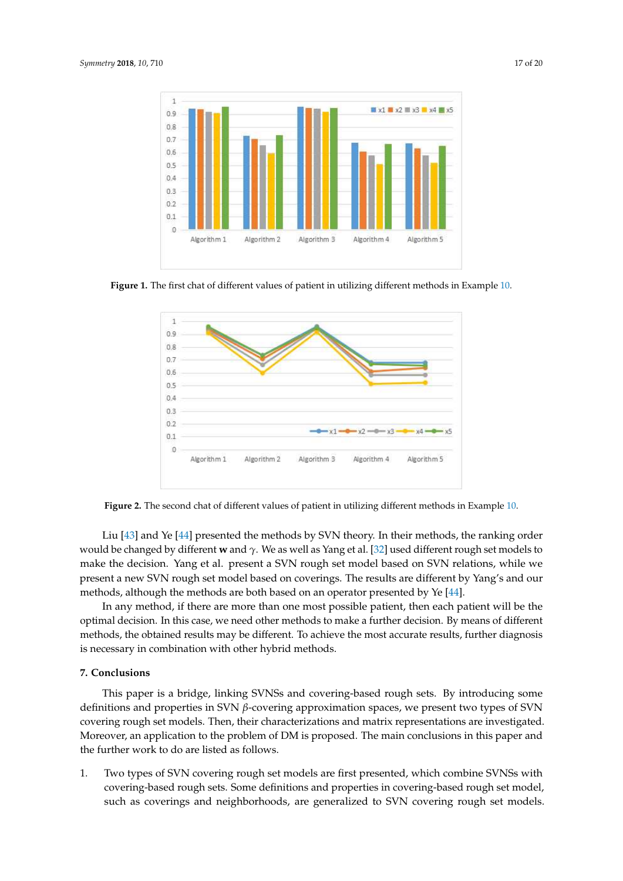**Figure 1.** The first chat of different values of patient in utilizing different methods in Example 10.

**Figure 2.** The second chat of different values of patient in utilizing different methods in Example 10.

Liu [43] and Ye [44] presented the methods by SVN theory. In their methods, the ranking order would be changed by different **w** and $\gamma$. We as well as Yang et al. [32] used different rough set models to make the decision. Yang et al. present a SVN rough set model based on SVN relations, while we present a new SVN rough set model based on coverings. The results are different by Yang's and our methods, although the methods are both based on an operator presented by Ye [44].

In any method, if there are more than one most possible patient, then each patient will be the optimal decision. In this case, we need other methods to make a further decision. By means of different methods, the obtained results may be different. To achieve the most accurate results, further diagnosis is necessary in combination with other hybrid methods.

## 7. Conclusions

This paper is a bridge, linking SVNSs and covering-based rough sets. By introducing some definitions and properties in SVN $\beta$-covering approximation spaces, we present two types of SVN covering rough set models. Then, their characterizations and matrix representations are investigated. Moreover, an application to the problem of DM is proposed. The main conclusions in this paper and the further work to do are listed as follows.

1. Two types of SVN covering rough set models are first presented, which combine SVNSs with covering-based rough sets. Some definitions and properties in covering-based rough set model, such as coverings and neighborhoods, are generalized to SVN covering rough set models.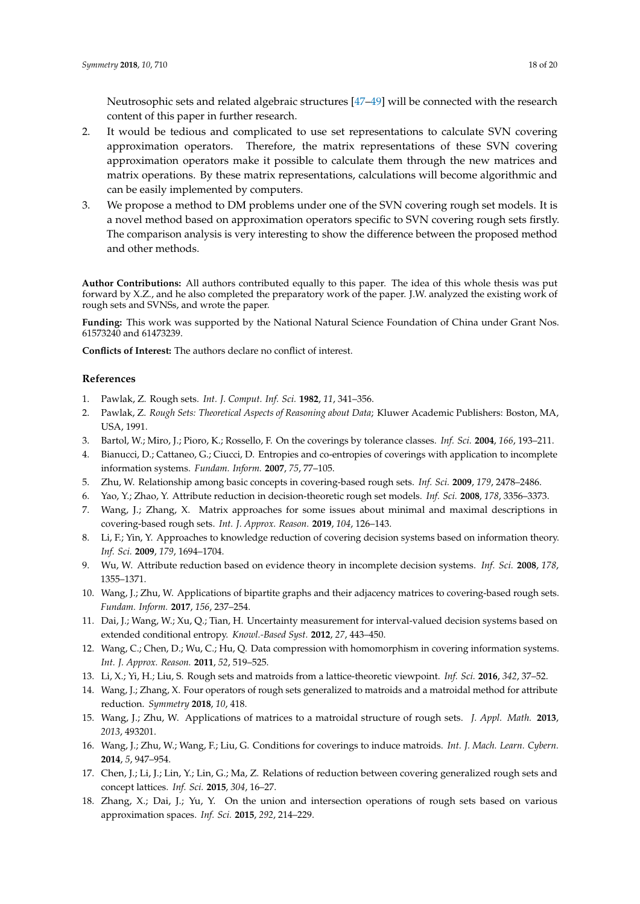Neutrosophic sets and related algebraic structures [47–49] will be connected with the research content of this paper in further research.

2. It would be tedious and complicated to use set representations to calculate SVN covering approximation operators. Therefore, the matrix representations of these SVN covering approximation operators make it possible to calculate them through the new matrices and matrix operations. By these matrix representations, calculations will become algorithmic and can be easily implemented by computers.
3. We propose a method to DM problems under one of the SVN covering rough set models. It is a novel method based on approximation operators specific to SVN covering rough sets firstly. The comparison analysis is very interesting to show the difference between the proposed method and other methods.

**Author Contributions:** All authors contributed equally to this paper. The idea of this whole thesis was put forward by X.Z., and he also completed the preparatory work of the paper. J.W. analyzed the existing work of rough sets and SVNSs, and wrote the paper.

**Funding:** This work was supported by the National Natural Science Foundation of China under Grant Nos. 61573240 and 61473239.

**Conflicts of Interest:** The authors declare no conflict of interest.

## References

1. Pawlak, Z. Rough sets. *Int. J. Comput. Inf. Sci.* **1982**, *11*, 341–356.
2. Pawlak, Z. *Rough Sets: Theoretical Aspects of Reasoning about Data*; Kluwer Academic Publishers: Boston, MA, USA, 1991.
3. Bartol, W.; Miro, J.; Pioro, K.; Rossello, F. On the coverings by tolerance classes. *Inf. Sci.* **2004**, *166*, 193–211.
4. Bianucci, D.; Cattaneo, G.; Ciucci, D. Entropies and co-entropies of coverings with application to incomplete information systems. *Fundam. Inform.* **2007**, *75*, 77–105.
5. Zhu, W. Relationship among basic concepts in covering-based rough sets. *Inf. Sci.* **2009**, *179*, 2478–2486.
6. Yao, Y.; Zhao, Y. Attribute reduction in decision-theoretic rough set models. *Inf. Sci.* **2008**, *178*, 3356–3373.
7. Wang, J.; Zhang, X. Matrix approaches for some issues about minimal and maximal descriptions in covering-based rough sets. *Int. J. Approx. Reason.* **2019**, *104*, 126–143.
8. Li, F.; Yin, Y. Approaches to knowledge reduction of covering decision systems based on information theory. *Inf. Sci.* **2009**, *179*, 1694–1704.
9. Wu, W. Attribute reduction based on evidence theory in incomplete decision systems. *Inf. Sci.* **2008**, *178*, 1355–1371.
10. Wang, J.; Zhu, W. Applications of bipartite graphs and their adjacency matrices to covering-based rough sets. *Fundam. Inform.* **2017**, *156*, 237–254.
11. Dai, J.; Wang, W.; Xu, Q.; Tian, H. Uncertainty measurement for interval-valued decision systems based on extended conditional entropy. *Knowl.-Based Syst.* **2012**, *27*, 443–450.
12. Wang, C.; Chen, D.; Wu, C.; Hu, Q. Data compression with homomorphism in covering information systems. *Int. J. Approx. Reason.* **2011**, *52*, 519–525.
13. Li, X.; Yi, H.; Liu, S. Rough sets and matroids from a lattice-theoretic viewpoint. *Inf. Sci.* **2016**, *342*, 37–52.
14. Wang, J.; Zhang, X. Four operators of rough sets generalized to matroids and a matroidal method for attribute reduction. *Symmetry* **2018**, *10*, 418.
15. Wang, J.; Zhu, W. Applications of matrices to a matroidal structure of rough sets. *J. Appl. Math.* **2013**, *2013*, 493201.
16. Wang, J.; Zhu, W.; Wang, F.; Liu, G. Conditions for coverings to induce matroids. *Int. J. Mach. Learn. Cybern.* **2014**, *5*, 947–954.
17. Chen, J.; Li, J.; Lin, Y.; Lin, G.; Ma, Z. Relations of reduction between covering generalized rough sets and concept lattices. *Inf. Sci.* **2015**, *304*, 16–27.
18. Zhang, X.; Dai, J.; Yu, Y. On the union and intersection operations of rough sets based on various approximation spaces. *Inf. Sci.* **2015**, *292*, 214–229.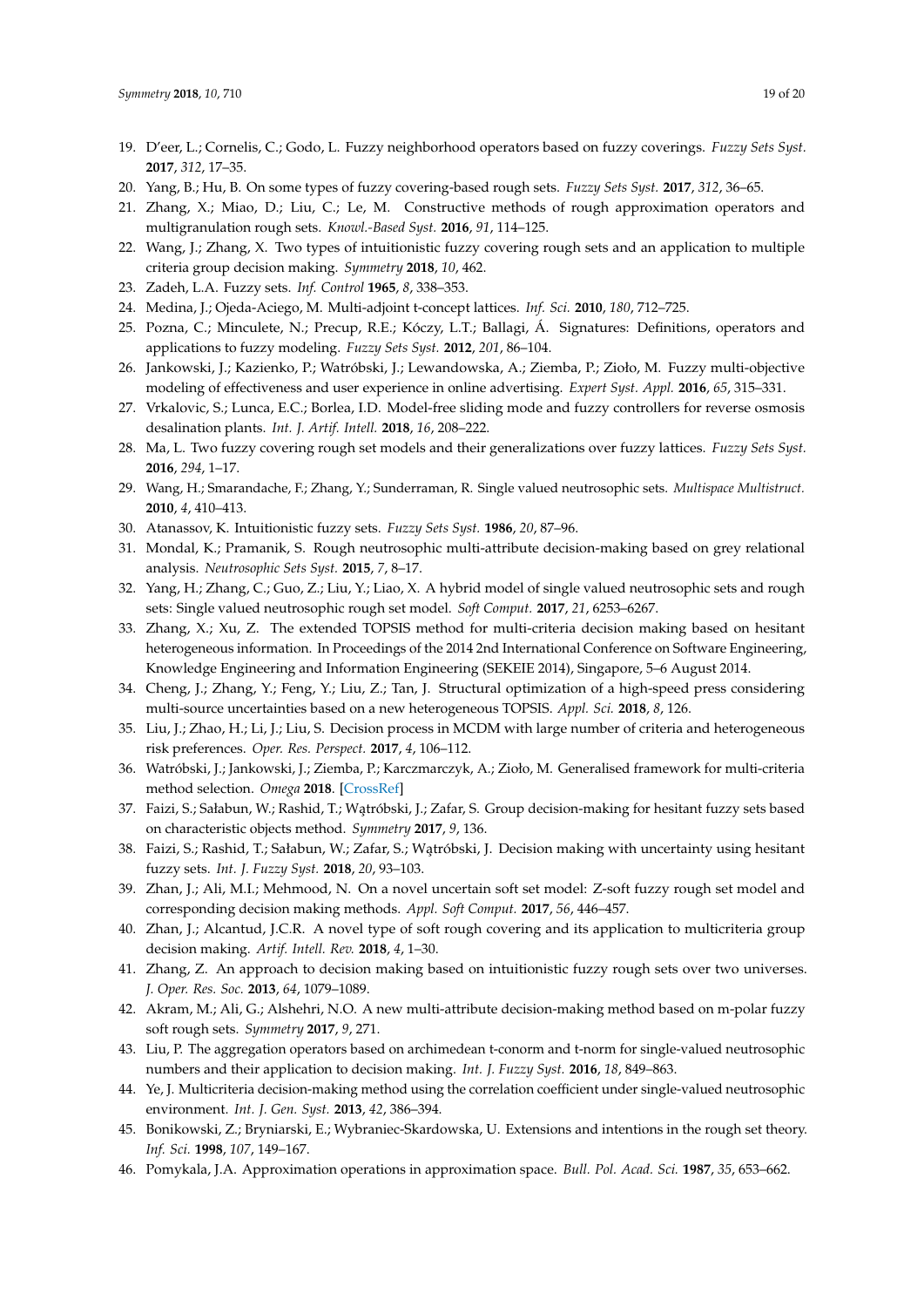19. D'eer, L.; Cornelis, C.; Godo, L. Fuzzy neighborhood operators based on fuzzy coverings. *Fuzzy Sets Syst.* **2017**, *312*, 17–35.
20. Yang, B.; Hu, B. On some types of fuzzy covering-based rough sets. *Fuzzy Sets Syst.* **2017**, *312*, 36–65.
21. Zhang, X.; Miao, D.; Liu, C.; Le, M. Constructive methods of rough approximation operators and multigranulation rough sets. *Knowl.-Based Syst.* **2016**, *91*, 114–125.
22. Wang, J.; Zhang, X. Two types of intuitionistic fuzzy covering rough sets and an application to multiple criteria group decision making. *Symmetry* **2018**, *10*, 462.
23. Zadeh, L.A. Fuzzy sets. *Inf. Control* **1965**, *8*, 338–353.
24. Medina, J.; Ojeda-Aciego, M. Multi-adjoint t-concept lattices. *Inf. Sci.* **2010**, *180*, 712–725.
25. Pozna, C.; Minculete, N.; Precup, R.E.; Kóczy, L.T.; Ballagi, Á. Signatures: Definitions, operators and applications to fuzzy modeling. *Fuzzy Sets Syst.* **2012**, *201*, 86–104.
26. Jankowski, J.; Kazienko, P.; Watróbski, J.; Lewandowska, A.; Ziemba, P.; Zioło, M. Fuzzy multi-objective modeling of effectiveness and user experience in online advertising. *Expert Syst. Appl.* **2016**, *65*, 315–331.
27. Vrkalovic, S.; Lunca, E.C.; Borlea, I.D. Model-free sliding mode and fuzzy controllers for reverse osmosis desalination plants. *Int. J. Artif. Intell.* **2018**, *16*, 208–222.
28. Ma, L. Two fuzzy covering rough set models and their generalizations over fuzzy lattices. *Fuzzy Sets Syst.* **2016**, *294*, 1–17.
29. Wang, H.; Smarandache, F.; Zhang, Y.; Sunderraman, R. Single valued neutrosophic sets. *Multispace Multistruct.* **2010**, *4*, 410–413.
30. Atanassov, K. Intuitionistic fuzzy sets. *Fuzzy Sets Syst.* **1986**, *20*, 87–96.
31. Mondal, K.; Pramanik, S. Rough neutrosophic multi-attribute decision-making based on grey relational analysis. *Neutrosophic Sets Syst.* **2015**, *7*, 8–17.
32. Yang, H.; Zhang, C.; Guo, Z.; Liu, Y.; Liao, X. A hybrid model of single valued neutrosophic sets and rough sets: Single valued neutrosophic rough set model. *Soft Comput.* **2017**, *21*, 6253–6267.
33. Zhang, X.; Xu, Z. The extended TOPSIS method for multi-criteria decision making based on hesitant heterogeneous information. In Proceedings of the 2014 2nd International Conference on Software Engineering, Knowledge Engineering and Information Engineering (SEKEIE 2014), Singapore, 5–6 August 2014.
34. Cheng, J.; Zhang, Y.; Feng, Y.; Liu, Z.; Tan, J. Structural optimization of a high-speed press considering multi-source uncertainties based on a new heterogeneous TOPSIS. *Appl. Sci.* **2018**, *8*, 126.
35. Liu, J.; Zhao, H.; Li, J.; Liu, S. Decision process in MCDM with large number of criteria and heterogeneous risk preferences. *Oper. Res. Perspect.* **2017**, *4*, 106–112.
36. Watróbski, J.; Jankowski, J.; Ziemba, P.; Karczmarczyk, A.; Zioło, M. Generalised framework for multi-criteria method selection. *Omega* **2018**. [CrossRef]
37. Faizi, S.; Sałabun, W.; Rashid, T.; Wątróbski, J.; Zafar, S. Group decision-making for hesitant fuzzy sets based on characteristic objects method. *Symmetry* **2017**, *9*, 136.
38. Faizi, S.; Rashid, T.; Sałabun, W.; Zafar, S.; Wątróbski, J. Decision making with uncertainty using hesitant fuzzy sets. *Int. J. Fuzzy Syst.* **2018**, *20*, 93–103.
39. Zhan, J.; Ali, M.I.; Mehmood, N. On a novel uncertain soft set model: Z-soft fuzzy rough set model and corresponding decision making methods. *Appl. Soft Comput.* **2017**, *56*, 446–457.
40. Zhan, J.; Alcantud, J.C.R. A novel type of soft rough covering and its application to multicriteria group decision making. *Artif. Intell. Rev.* **2018**, *4*, 1–30.
41. Zhang, Z. An approach to decision making based on intuitionistic fuzzy rough sets over two universes. *J. Oper. Res. Soc.* **2013**, *64*, 1079–1089.
42. Akram, M.; Ali, G.; Alshehri, N.O. A new multi-attribute decision-making method based on m-polar fuzzy soft rough sets. *Symmetry* **2017**, *9*, 271.
43. Liu, P. The aggregation operators based on archimedean t-conorm and t-norm for single-valued neutrosophic numbers and their application to decision making. *Int. J. Fuzzy Syst.* **2016**, *18*, 849–863.
44. Ye, J. Multicriteria decision-making method using the correlation coefficient under single-valued neutrosophic environment. *Int. J. Gen. Syst.* **2013**, *42*, 386–394.
45. Bonikowski, Z.; Bryniarski, E.; Wybraniec-Skardowska, U. Extensions and intentions in the rough set theory. *Inf. Sci.* **1998**, *107*, 149–167.
46. Pomykala, J.A. Approximation operations in approximation space. *Bull. Pol. Acad. Sci.* **1987**, *35*, 653–662.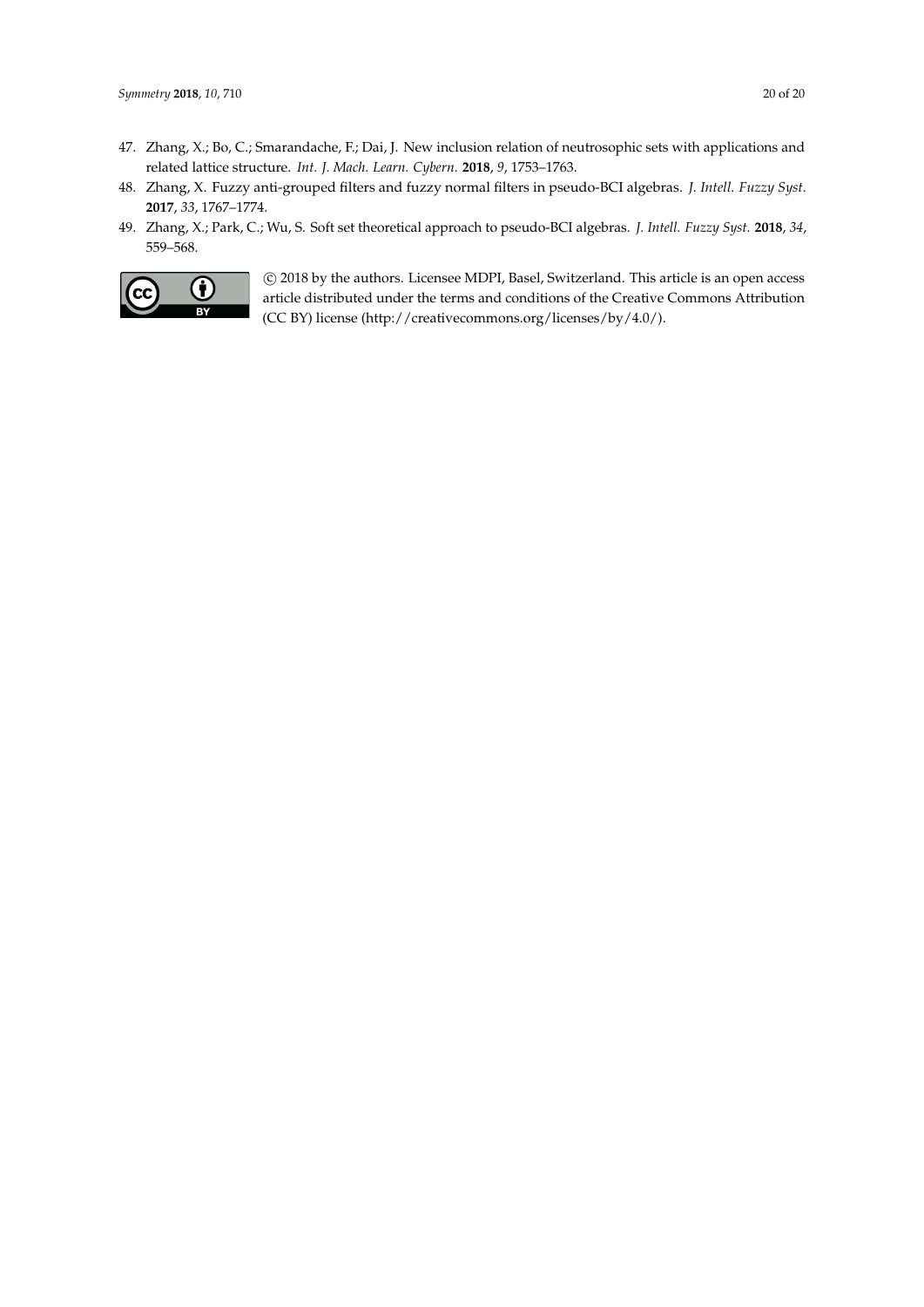47. Zhang, X.; Bo, C.; Smarandache, F.; Dai, J. New inclusion relation of neutrosophic sets with applications and related lattice structure. *Int. J. Mach. Learn. Cybern.* **2018**, *9*, 1753–1763.
48. Zhang, X. Fuzzy anti-grouped filters and fuzzy normal filters in pseudo-BCI algebras. *J. Intell. Fuzzy Syst.* **2017**, *33*, 1767–1774.
49. Zhang, X.; Park, C.; Wu, S. Soft set theoretical approach to pseudo-BCI algebras. *J. Intell. Fuzzy Syst.* **2018**, *34*, 559–568.

© 2018 by the authors. Licensee MDPI, Basel, Switzerland. This article is an open access article distributed under the terms and conditions of the Creative Commons Attribution (CC BY) license (http://creativecommons.org/licenses/by/4.0/).